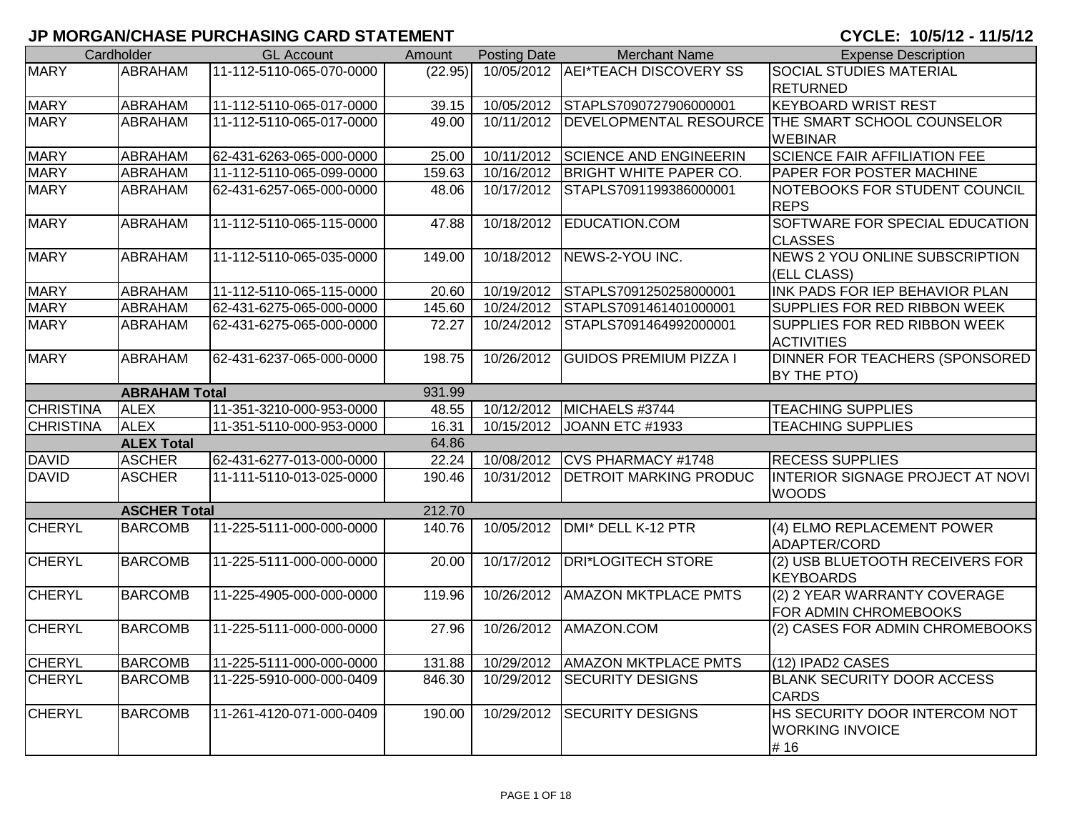# JP MORGAN/CHASE PURCHASING CARD STATEMENT

**CYCLE: 10/5/12 - 11/5/12**

| Cardholder | | GL Account | Amount | Posting Date | Merchant Name | Expense Description |
|---|---|---|---|---|---|---|
| MARY | ABRAHAM | 11-112-5110-065-070-0000 | (22.95) | 10/05/2012 | AEI*TEACH DISCOVERY SS | SOCIAL STUDIES MATERIAL RETURNED |
| MARY | ABRAHAM | 11-112-5110-065-017-0000 | 39.15 | 10/05/2012 | STAPLS7090727906000001 | KEYBOARD WRIST REST |
| MARY | ABRAHAM | 11-112-5110-065-017-0000 | 49.00 | 10/11/2012 | DEVELOPMENTAL RESOURCE | THE SMART SCHOOL COUNSELOR WEBINAR |
| MARY | ABRAHAM | 62-431-6263-065-000-0000 | 25.00 | 10/11/2012 | SCIENCE AND ENGINEERIN | SCIENCE FAIR AFFILIATION FEE |
| MARY | ABRAHAM | 11-112-5110-065-099-0000 | 159.63 | 10/16/2012 | BRIGHT WHITE PAPER CO. | PAPER FOR POSTER MACHINE |
| MARY | ABRAHAM | 62-431-6257-065-000-0000 | 48.06 | 10/17/2012 | STAPLS7091199386000001 | NOTEBOOKS FOR STUDENT COUNCIL REPS |
| MARY | ABRAHAM | 11-112-5110-065-115-0000 | 47.88 | 10/18/2012 | EDUCATION.COM | SOFTWARE FOR SPECIAL EDUCATION CLASSES |
| MARY | ABRAHAM | 11-112-5110-065-035-0000 | 149.00 | 10/18/2012 | NEWS-2-YOU INC. | NEWS 2 YOU ONLINE SUBSCRIPTION (ELL CLASS) |
| MARY | ABRAHAM | 11-112-5110-065-115-0000 | 20.60 | 10/19/2012 | STAPLS7091250258000001 | INK PADS FOR IEP BEHAVIOR PLAN |
| MARY | ABRAHAM | 62-431-6275-065-000-0000 | 145.60 | 10/24/2012 | STAPLS7091461401000001 | SUPPLIES FOR RED RIBBON WEEK |
| MARY | ABRAHAM | 62-431-6275-065-000-0000 | 72.27 | 10/24/2012 | STAPLS7091464992000001 | SUPPLIES FOR RED RIBBON WEEK ACTIVITIES |
| MARY | ABRAHAM | 62-431-6237-065-000-0000 | 198.75 | 10/26/2012 | GUIDOS PREMIUM PIZZA I | DINNER FOR TEACHERS (SPONSORED BY THE PTO) |
| | **ABRAHAM Total** | | 931.99 | | | |
| CHRISTINA | ALEX | 11-351-3210-000-953-0000 | 48.55 | 10/12/2012 | MICHAELS #3744 | TEACHING SUPPLIES |
| CHRISTINA | ALEX | 11-351-5110-000-953-0000 | 16.31 | 10/15/2012 | JOANN ETC #1933 | TEACHING SUPPLIES |
| | **ALEX Total** | | 64.86 | | | |
| DAVID | ASCHER | 62-431-6277-013-000-0000 | 22.24 | 10/08/2012 | CVS PHARMACY #1748 | RECESS SUPPLIES |
| DAVID | ASCHER | 11-111-5110-013-025-0000 | 190.46 | 10/31/2012 | DETROIT MARKING PRODUC | INTERIOR SIGNAGE PROJECT AT NOVI WOODS |
| | **ASCHER Total** | | 212.70 | | | |
| CHERYL | BARCOMB | 11-225-5111-000-000-0000 | 140.76 | 10/05/2012 | DMI* DELL K-12 PTR | (4) ELMO REPLACEMENT POWER ADAPTER/CORD |
| CHERYL | BARCOMB | 11-225-5111-000-000-0000 | 20.00 | 10/17/2012 | DRI*LOGITECH STORE | (2) USB BLUETOOTH RECEIVERS FOR KEYBOARDS |
| CHERYL | BARCOMB | 11-225-4905-000-000-0000 | 119.96 | 10/26/2012 | AMAZON MKTPLACE PMTS | (2) 2 YEAR WARRANTY COVERAGE FOR ADMIN CHROMEBOOKS |
| CHERYL | BARCOMB | 11-225-5111-000-000-0000 | 27.96 | 10/26/2012 | AMAZON.COM | (2) CASES FOR ADMIN CHROMEBOOKS |
| CHERYL | BARCOMB | 11-225-5111-000-000-0000 | 131.88 | 10/29/2012 | AMAZON MKTPLACE PMTS | (12) IPAD2 CASES |
| CHERYL | BARCOMB | 11-225-5910-000-000-0409 | 846.30 | 10/29/2012 | SECURITY DESIGNS | BLANK SECURITY DOOR ACCESS CARDS |
| CHERYL | BARCOMB | 11-261-4120-071-000-0409 | 190.00 | 10/29/2012 | SECURITY DESIGNS | HS SECURITY DOOR INTERCOM NOT WORKING INVOICE # 16 |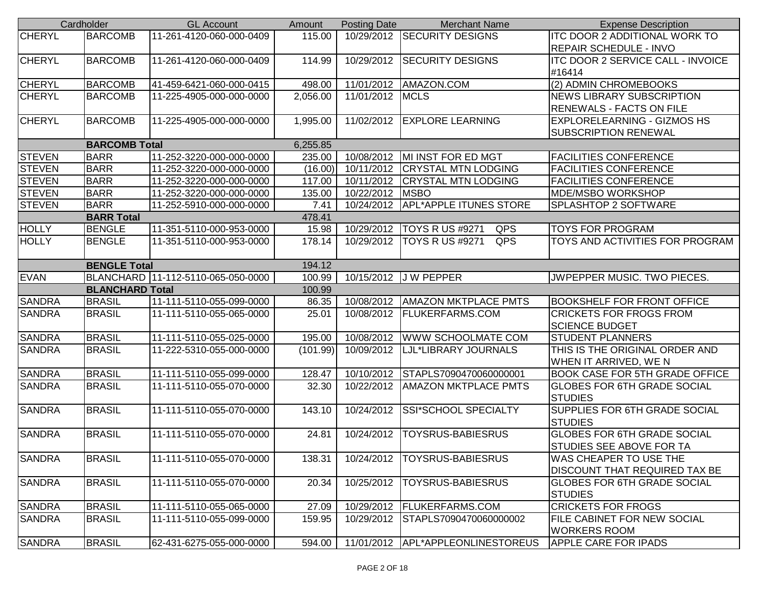| Cardholder | | GL Account | Amount | Posting Date | Merchant Name | Expense Description |
|---|---|---|---|---|---|---|
| CHERYL | BARCOMB | 11-261-4120-060-000-0409 | 115.00 | 10/29/2012 | SECURITY DESIGNS | ITC DOOR 2 ADDITIONAL WORK TO REPAIR SCHEDULE - INVO |
| CHERYL | BARCOMB | 11-261-4120-060-000-0409 | 114.99 | 10/29/2012 | SECURITY DESIGNS | ITC DOOR 2 SERVICE CALL - INVOICE #16414 |
| CHERYL | BARCOMB | 41-459-6421-060-000-0415 | 498.00 | 11/01/2012 | AMAZON.COM | (2) ADMIN CHROMEBOOKS |
| CHERYL | BARCOMB | 11-225-4905-000-000-0000 | 2,056.00 | 11/01/2012 | MCLS | NEWS LIBRARY SUBSCRIPTION RENEWALS - FACTS ON FILE |
| CHERYL | BARCOMB | 11-225-4905-000-000-0000 | 1,995.00 | 11/02/2012 | EXPLORE LEARNING | EXPLORELEARNING - GIZMOS HS SUBSCRIPTION RENEWAL |
| | **BARCOMB Total** | | 6,255.85 | | | |
| STEVEN | BARR | 11-252-3220-000-000-0000 | 235.00 | 10/08/2012 | MI INST FOR ED MGT | FACILITIES CONFERENCE |
| STEVEN | BARR | 11-252-3220-000-000-0000 | (16.00) | 10/11/2012 | CRYSTAL MTN LODGING | FACILITIES CONFERENCE |
| STEVEN | BARR | 11-252-3220-000-000-0000 | 117.00 | 10/11/2012 | CRYSTAL MTN LODGING | FACILITIES CONFERENCE |
| STEVEN | BARR | 11-252-3220-000-000-0000 | 135.00 | 10/22/2012 | MSBO | MDE/MSBO WORKSHOP |
| STEVEN | BARR | 11-252-5910-000-000-0000 | 7.41 | 10/24/2012 | APL*APPLE ITUNES STORE | SPLASHTOP 2 SOFTWARE |
| | **BARR Total** | | 478.41 | | | |
| HOLLY | BENGLE | 11-351-5110-000-953-0000 | 15.98 | 10/29/2012 | TOYS R US #9271 QPS | TOYS FOR PROGRAM |
| HOLLY | BENGLE | 11-351-5110-000-953-0000 | 178.14 | 10/29/2012 | TOYS R US #9271 QPS | TOYS AND ACTIVITIES FOR PROGRAM |
| | **BENGLE Total** | | 194.12 | | | |
| EVAN | BLANCHARD | 11-112-5110-065-050-0000 | 100.99 | 10/15/2012 | J W PEPPER | JWPEPPER MUSIC. TWO PIECES. |
| | **BLANCHARD Total** | | 100.99 | | | |
| SANDRA | BRASIL | 11-111-5110-055-099-0000 | 86.35 | 10/08/2012 | AMAZON MKTPLACE PMTS | BOOKSHELF FOR FRONT OFFICE |
| SANDRA | BRASIL | 11-111-5110-055-065-0000 | 25.01 | 10/08/2012 | FLUKERFARMS.COM | CRICKETS FOR FROGS FROM SCIENCE BUDGET |
| SANDRA | BRASIL | 11-111-5110-055-025-0000 | 195.00 | 10/08/2012 | WWW SCHOOLMATE COM | STUDENT PLANNERS |
| SANDRA | BRASIL | 11-222-5310-055-000-0000 | (101.99) | 10/09/2012 | LJL*LIBRARY JOURNALS | THIS IS THE ORIGINAL ORDER AND WHEN IT ARRIVED, WE N |
| SANDRA | BRASIL | 11-111-5110-055-099-0000 | 128.47 | 10/10/2012 | STAPLS7090470060000001 | BOOK CASE FOR 5TH GRADE OFFICE |
| SANDRA | BRASIL | 11-111-5110-055-070-0000 | 32.30 | 10/22/2012 | AMAZON MKTPLACE PMTS | GLOBES FOR 6TH GRADE SOCIAL STUDIES |
| SANDRA | BRASIL | 11-111-5110-055-070-0000 | 143.10 | 10/24/2012 | SSI*SCHOOL SPECIALTY | SUPPLIES FOR 6TH GRADE SOCIAL STUDIES |
| SANDRA | BRASIL | 11-111-5110-055-070-0000 | 24.81 | 10/24/2012 | TOYSRUS-BABIESRUS | GLOBES FOR 6TH GRADE SOCIAL STUDIES SEE ABOVE FOR TA |
| SANDRA | BRASIL | 11-111-5110-055-070-0000 | 138.31 | 10/24/2012 | TOYSRUS-BABIESRUS | WAS CHEAPER TO USE THE DISCOUNT THAT REQUIRED TAX BE |
| SANDRA | BRASIL | 11-111-5110-055-070-0000 | 20.34 | 10/25/2012 | TOYSRUS-BABIESRUS | GLOBES FOR 6TH GRADE SOCIAL STUDIES |
| SANDRA | BRASIL | 11-111-5110-055-065-0000 | 27.09 | 10/29/2012 | FLUKERFARMS.COM | CRICKETS FOR FROGS |
| SANDRA | BRASIL | 11-111-5110-055-099-0000 | 159.95 | 10/29/2012 | STAPLS7090470060000002 | FILE CABINET FOR NEW SOCIAL WORKERS ROOM |
| SANDRA | BRASIL | 62-431-6275-055-000-0000 | 594.00 | 11/01/2012 | APL*APPLEONLINESTOREUS | APPLE CARE FOR IPADS |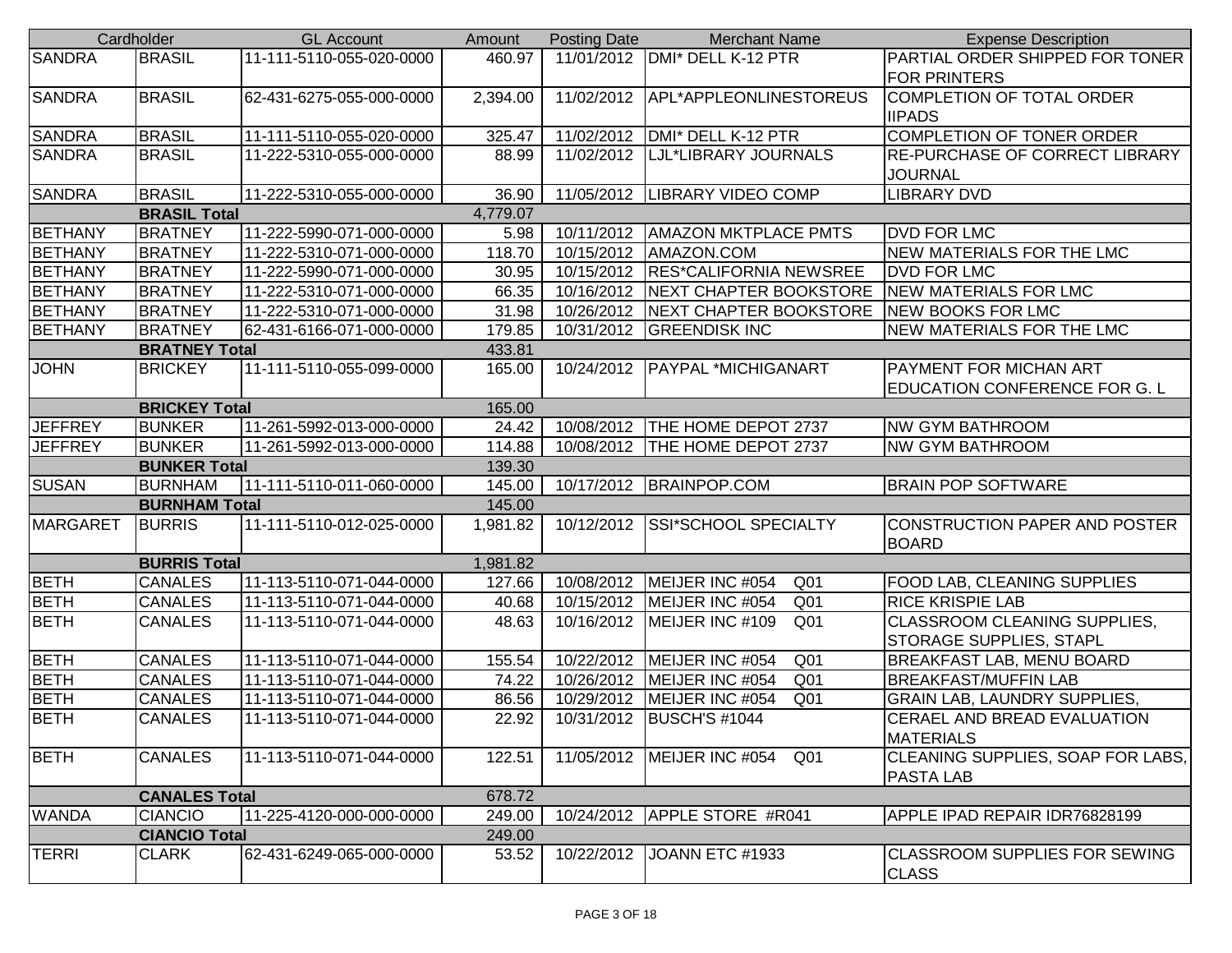| Cardholder | | GL Account | Amount | Posting Date | Merchant Name | Expense Description |
|---|---|---|---|---|---|---|
| SANDRA | BRASIL | 11-111-5110-055-020-0000 | 460.97 | 11/01/2012 | DMI* DELL K-12 PTR | PARTIAL ORDER SHIPPED FOR TONER FOR PRINTERS |
| SANDRA | BRASIL | 62-431-6275-055-000-0000 | 2,394.00 | 11/02/2012 | APL*APPLEONLINESTOREUS | COMPLETION OF TOTAL ORDER IIPADS |
| SANDRA | BRASIL | 11-111-5110-055-020-0000 | 325.47 | 11/02/2012 | DMI* DELL K-12 PTR | COMPLETION OF TONER ORDER |
| SANDRA | BRASIL | 11-222-5310-055-000-0000 | 88.99 | 11/02/2012 | LJL*LIBRARY JOURNALS | RE-PURCHASE OF CORRECT LIBRARY JOURNAL |
| SANDRA | BRASIL | 11-222-5310-055-000-0000 | 36.90 | 11/05/2012 | LIBRARY VIDEO COMP | LIBRARY DVD |
| | **BRASIL Total** | | 4,779.07 | | | |
| BETHANY | BRATNEY | 11-222-5990-071-000-0000 | 5.98 | 10/11/2012 | AMAZON MKTPLACE PMTS | DVD FOR LMC |
| BETHANY | BRATNEY | 11-222-5310-071-000-0000 | 118.70 | 10/15/2012 | AMAZON.COM | NEW MATERIALS FOR THE LMC |
| BETHANY | BRATNEY | 11-222-5990-071-000-0000 | 30.95 | 10/15/2012 | RES*CALIFORNIA NEWSREE | DVD FOR LMC |
| BETHANY | BRATNEY | 11-222-5310-071-000-0000 | 66.35 | 10/16/2012 | NEXT CHAPTER BOOKSTORE | NEW MATERIALS FOR LMC |
| BETHANY | BRATNEY | 11-222-5310-071-000-0000 | 31.98 | 10/26/2012 | NEXT CHAPTER BOOKSTORE | NEW BOOKS FOR LMC |
| BETHANY | BRATNEY | 62-431-6166-071-000-0000 | 179.85 | 10/31/2012 | GREENDISK INC | NEW MATERIALS FOR THE LMC |
| | **BRATNEY Total** | | 433.81 | | | |
| JOHN | BRICKEY | 11-111-5110-055-099-0000 | 165.00 | 10/24/2012 | PAYPAL *MICHIGANART | PAYMENT FOR MICHAN ART EDUCATION CONFERENCE FOR G. L |
| | **BRICKEY Total** | | 165.00 | | | |
| JEFFREY | BUNKER | 11-261-5992-013-000-0000 | 24.42 | 10/08/2012 | THE HOME DEPOT 2737 | NW GYM BATHROOM |
| JEFFREY | BUNKER | 11-261-5992-013-000-0000 | 114.88 | 10/08/2012 | THE HOME DEPOT 2737 | NW GYM BATHROOM |
| | **BUNKER Total** | | 139.30 | | | |
| SUSAN | BURNHAM | 11-111-5110-011-060-0000 | 145.00 | 10/17/2012 | BRAINPOP.COM | BRAIN POP SOFTWARE |
| | **BURNHAM Total** | | 145.00 | | | |
| MARGARET | BURRIS | 11-111-5110-012-025-0000 | 1,981.82 | 10/12/2012 | SSI*SCHOOL SPECIALTY | CONSTRUCTION PAPER AND POSTER BOARD |
| | **BURRIS Total** | | 1,981.82 | | | |
| BETH | CANALES | 11-113-5110-071-044-0000 | 127.66 | 10/08/2012 | MEIJER INC #054 Q01 | FOOD LAB, CLEANING SUPPLIES |
| BETH | CANALES | 11-113-5110-071-044-0000 | 40.68 | 10/15/2012 | MEIJER INC #054 Q01 | RICE KRISPIE LAB |
| BETH | CANALES | 11-113-5110-071-044-0000 | 48.63 | 10/16/2012 | MEIJER INC #109 Q01 | CLASSROOM CLEANING SUPPLIES, STORAGE SUPPLIES, STAPL |
| BETH | CANALES | 11-113-5110-071-044-0000 | 155.54 | 10/22/2012 | MEIJER INC #054 Q01 | BREAKFAST LAB, MENU BOARD |
| BETH | CANALES | 11-113-5110-071-044-0000 | 74.22 | 10/26/2012 | MEIJER INC #054 Q01 | BREAKFAST/MUFFIN LAB |
| BETH | CANALES | 11-113-5110-071-044-0000 | 86.56 | 10/29/2012 | MEIJER INC #054 Q01 | GRAIN LAB, LAUNDRY SUPPLIES, |
| BETH | CANALES | 11-113-5110-071-044-0000 | 22.92 | 10/31/2012 | BUSCH'S #1044 | CERAEL AND BREAD EVALUATION MATERIALS |
| BETH | CANALES | 11-113-5110-071-044-0000 | 122.51 | 11/05/2012 | MEIJER INC #054 Q01 | CLEANING SUPPLIES, SOAP FOR LABS, PASTA LAB |
| | **CANALES Total** | | 678.72 | | | |
| WANDA | CIANCIO | 11-225-4120-000-000-0000 | 249.00 | 10/24/2012 | APPLE STORE #R041 | APPLE IPAD REPAIR IDR76828199 |
| | **CIANCIO Total** | | 249.00 | | | |
| TERRI | CLARK | 62-431-6249-065-000-0000 | 53.52 | 10/22/2012 | JOANN ETC #1933 | CLASSROOM SUPPLIES FOR SEWING CLASS |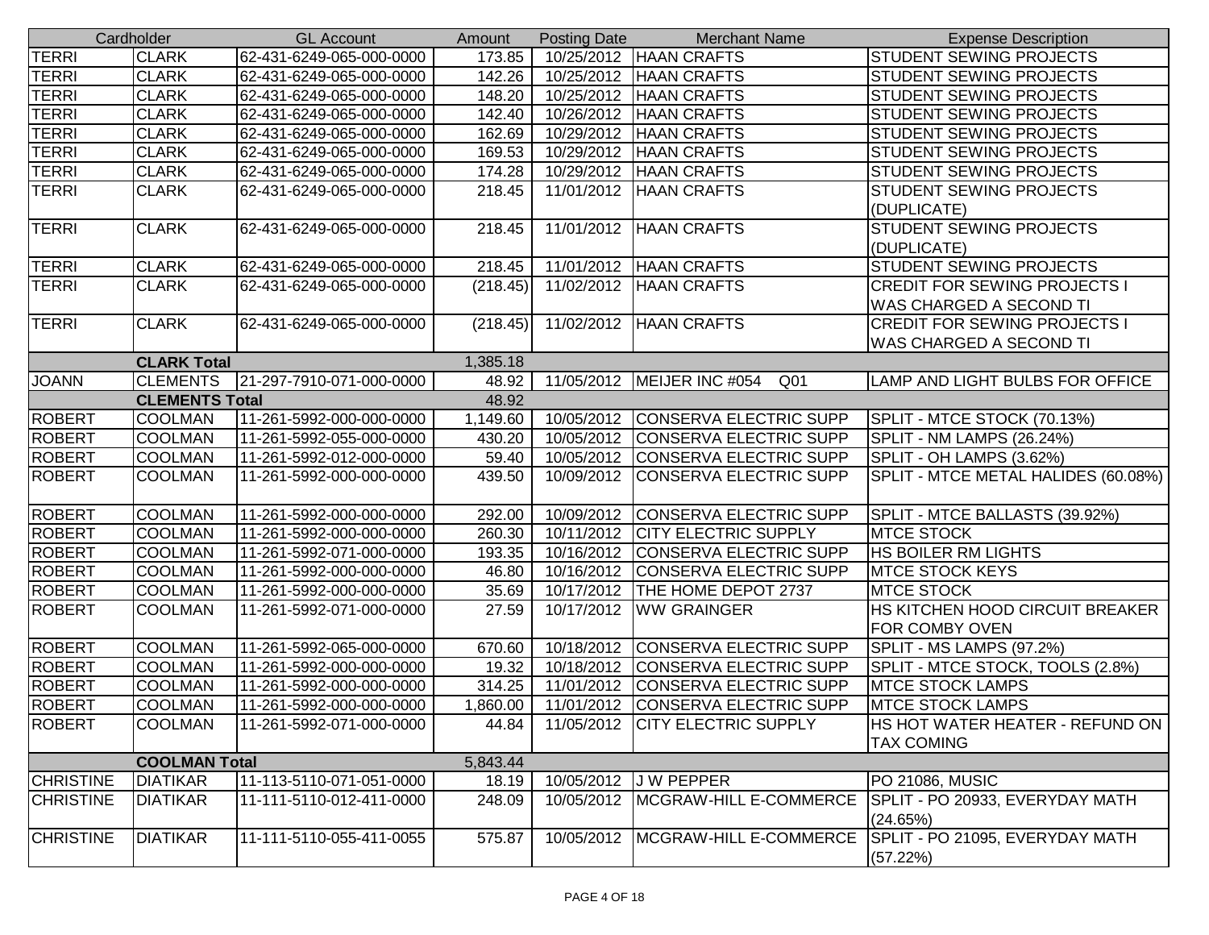| Cardholder | | GL Account | Amount | Posting Date | Merchant Name | Expense Description |
|---|---|---|---|---|---|---|
| TERRI | CLARK | 62-431-6249-065-000-0000 | 173.85 | 10/25/2012 | HAAN CRAFTS | STUDENT SEWING PROJECTS |
| TERRI | CLARK | 62-431-6249-065-000-0000 | 142.26 | 10/25/2012 | HAAN CRAFTS | STUDENT SEWING PROJECTS |
| TERRI | CLARK | 62-431-6249-065-000-0000 | 148.20 | 10/25/2012 | HAAN CRAFTS | STUDENT SEWING PROJECTS |
| TERRI | CLARK | 62-431-6249-065-000-0000 | 142.40 | 10/26/2012 | HAAN CRAFTS | STUDENT SEWING PROJECTS |
| TERRI | CLARK | 62-431-6249-065-000-0000 | 162.69 | 10/29/2012 | HAAN CRAFTS | STUDENT SEWING PROJECTS |
| TERRI | CLARK | 62-431-6249-065-000-0000 | 169.53 | 10/29/2012 | HAAN CRAFTS | STUDENT SEWING PROJECTS |
| TERRI | CLARK | 62-431-6249-065-000-0000 | 174.28 | 10/29/2012 | HAAN CRAFTS | STUDENT SEWING PROJECTS |
| TERRI | CLARK | 62-431-6249-065-000-0000 | 218.45 | 11/01/2012 | HAAN CRAFTS | STUDENT SEWING PROJECTS (DUPLICATE) |
| TERRI | CLARK | 62-431-6249-065-000-0000 | 218.45 | 11/01/2012 | HAAN CRAFTS | STUDENT SEWING PROJECTS (DUPLICATE) |
| TERRI | CLARK | 62-431-6249-065-000-0000 | 218.45 | 11/01/2012 | HAAN CRAFTS | STUDENT SEWING PROJECTS |
| TERRI | CLARK | 62-431-6249-065-000-0000 | (218.45) | 11/02/2012 | HAAN CRAFTS | CREDIT FOR SEWING PROJECTS I WAS CHARGED A SECOND TI |
| TERRI | CLARK | 62-431-6249-065-000-0000 | (218.45) | 11/02/2012 | HAAN CRAFTS | CREDIT FOR SEWING PROJECTS I WAS CHARGED A SECOND TI |
| | **CLARK Total** | | 1,385.18 | | | |
| JOANN | CLEMENTS | 21-297-7910-071-000-0000 | 48.92 | 11/05/2012 | MEIJER INC #054 Q01 | LAMP AND LIGHT BULBS FOR OFFICE |
| | **CLEMENTS Total** | | 48.92 | | | |
| ROBERT | COOLMAN | 11-261-5992-000-000-0000 | 1,149.60 | 10/05/2012 | CONSERVA ELECTRIC SUPP | SPLIT - MTCE STOCK (70.13%) |
| ROBERT | COOLMAN | 11-261-5992-055-000-0000 | 430.20 | 10/05/2012 | CONSERVA ELECTRIC SUPP | SPLIT - NM LAMPS (26.24%) |
| ROBERT | COOLMAN | 11-261-5992-012-000-0000 | 59.40 | 10/05/2012 | CONSERVA ELECTRIC SUPP | SPLIT - OH LAMPS (3.62%) |
| ROBERT | COOLMAN | 11-261-5992-000-000-0000 | 439.50 | 10/09/2012 | CONSERVA ELECTRIC SUPP | SPLIT - MTCE METAL HALIDES (60.08%) |
| ROBERT | COOLMAN | 11-261-5992-000-000-0000 | 292.00 | 10/09/2012 | CONSERVA ELECTRIC SUPP | SPLIT - MTCE BALLASTS (39.92%) |
| ROBERT | COOLMAN | 11-261-5992-000-000-0000 | 260.30 | 10/11/2012 | CITY ELECTRIC SUPPLY | MTCE STOCK |
| ROBERT | COOLMAN | 11-261-5992-071-000-0000 | 193.35 | 10/16/2012 | CONSERVA ELECTRIC SUPP | HS BOILER RM LIGHTS |
| ROBERT | COOLMAN | 11-261-5992-000-000-0000 | 46.80 | 10/16/2012 | CONSERVA ELECTRIC SUPP | MTCE STOCK KEYS |
| ROBERT | COOLMAN | 11-261-5992-000-000-0000 | 35.69 | 10/17/2012 | THE HOME DEPOT 2737 | MTCE STOCK |
| ROBERT | COOLMAN | 11-261-5992-071-000-0000 | 27.59 | 10/17/2012 | WW GRAINGER | HS KITCHEN HOOD CIRCUIT BREAKER FOR COMBY OVEN |
| ROBERT | COOLMAN | 11-261-5992-065-000-0000 | 670.60 | 10/18/2012 | CONSERVA ELECTRIC SUPP | SPLIT - MS LAMPS (97.2%) |
| ROBERT | COOLMAN | 11-261-5992-000-000-0000 | 19.32 | 10/18/2012 | CONSERVA ELECTRIC SUPP | SPLIT - MTCE STOCK, TOOLS (2.8%) |
| ROBERT | COOLMAN | 11-261-5992-000-000-0000 | 314.25 | 11/01/2012 | CONSERVA ELECTRIC SUPP | MTCE STOCK LAMPS |
| ROBERT | COOLMAN | 11-261-5992-000-000-0000 | 1,860.00 | 11/01/2012 | CONSERVA ELECTRIC SUPP | MTCE STOCK LAMPS |
| ROBERT | COOLMAN | 11-261-5992-071-000-0000 | 44.84 | 11/05/2012 | CITY ELECTRIC SUPPLY | HS HOT WATER HEATER - REFUND ON TAX COMING |
| | **COOLMAN Total** | | 5,843.44 | | | |
| CHRISTINE | DIATIKAR | 11-113-5110-071-051-0000 | 18.19 | 10/05/2012 | J W PEPPER | PO 21086, MUSIC |
| CHRISTINE | DIATIKAR | 11-111-5110-012-411-0000 | 248.09 | 10/05/2012 | MCGRAW-HILL E-COMMERCE | SPLIT - PO 20933, EVERYDAY MATH (24.65%) |
| CHRISTINE | DIATIKAR | 11-111-5110-055-411-0055 | 575.87 | 10/05/2012 | MCGRAW-HILL E-COMMERCE | SPLIT - PO 21095, EVERYDAY MATH (57.22%) |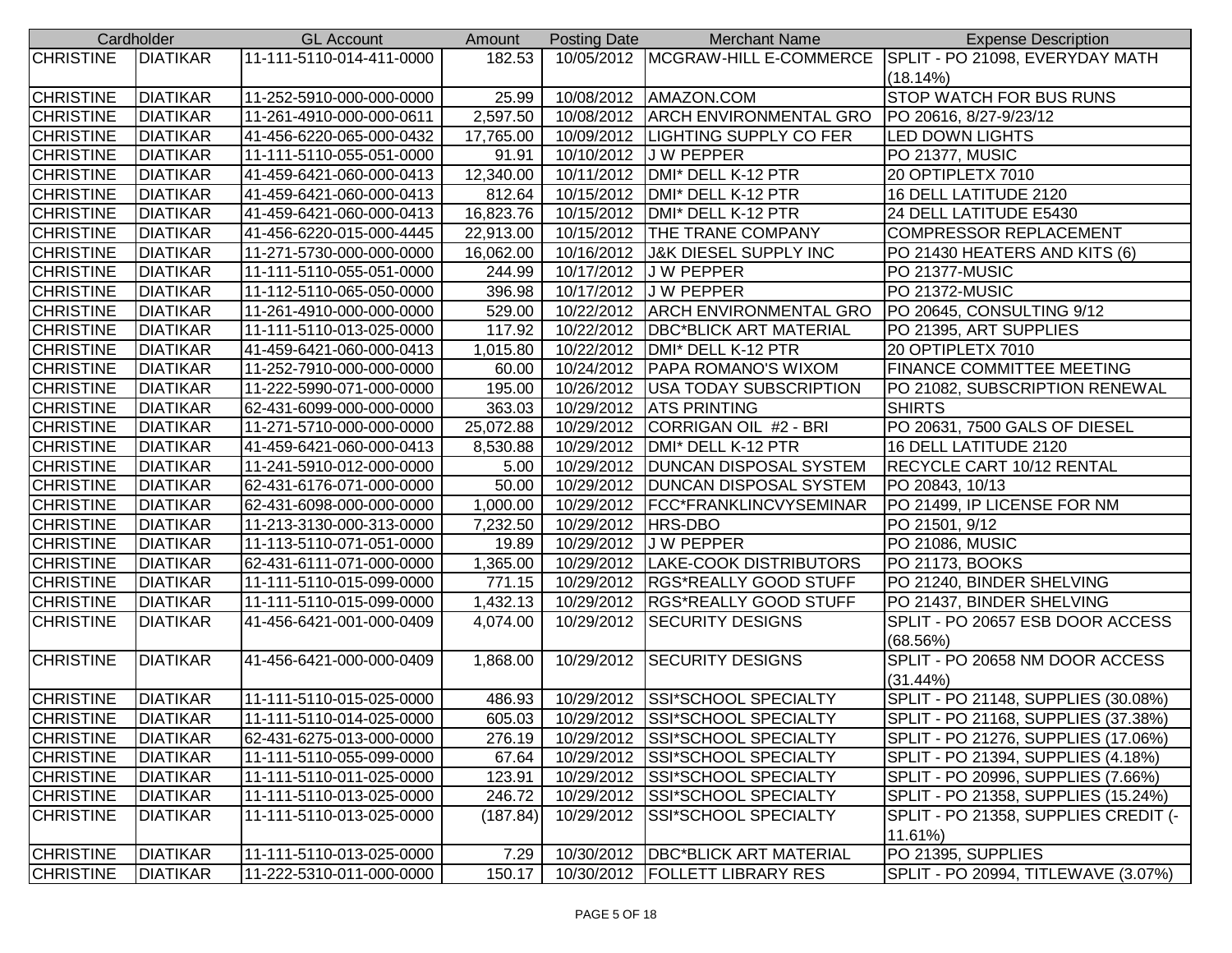| Cardholder | | GL Account | Amount | Posting Date | Merchant Name | Expense Description |
|---|---|---|---|---|---|---|
| CHRISTINE | DIATIKAR | 11-111-5110-014-411-0000 | 182.53 | 10/05/2012 | MCGRAW-HILL E-COMMERCE | SPLIT - PO 21098, EVERYDAY MATH (18.14%) |
| CHRISTINE | DIATIKAR | 11-252-5910-000-000-0000 | 25.99 | 10/08/2012 | AMAZON.COM | STOP WATCH FOR BUS RUNS |
| CHRISTINE | DIATIKAR | 11-261-4910-000-000-0611 | 2,597.50 | 10/08/2012 | ARCH ENVIRONMENTAL GRO | PO 20616, 8/27-9/23/12 |
| CHRISTINE | DIATIKAR | 41-456-6220-065-000-0432 | 17,765.00 | 10/09/2012 | LIGHTING SUPPLY CO FER | LED DOWN LIGHTS |
| CHRISTINE | DIATIKAR | 11-111-5110-055-051-0000 | 91.91 | 10/10/2012 | J W PEPPER | PO 21377, MUSIC |
| CHRISTINE | DIATIKAR | 41-459-6421-060-000-0413 | 12,340.00 | 10/11/2012 | DMI* DELL K-12 PTR | 20 OPTIPLETX 7010 |
| CHRISTINE | DIATIKAR | 41-459-6421-060-000-0413 | 812.64 | 10/15/2012 | DMI* DELL K-12 PTR | 16 DELL LATITUDE 2120 |
| CHRISTINE | DIATIKAR | 41-459-6421-060-000-0413 | 16,823.76 | 10/15/2012 | DMI* DELL K-12 PTR | 24 DELL LATITUDE E5430 |
| CHRISTINE | DIATIKAR | 41-456-6220-015-000-4445 | 22,913.00 | 10/15/2012 | THE TRANE COMPANY | COMPRESSOR REPLACEMENT |
| CHRISTINE | DIATIKAR | 11-271-5730-000-000-0000 | 16,062.00 | 10/16/2012 | J&K DIESEL SUPPLY INC | PO 21430 HEATERS AND KITS (6) |
| CHRISTINE | DIATIKAR | 11-111-5110-055-051-0000 | 244.99 | 10/17/2012 | J W PEPPER | PO 21377-MUSIC |
| CHRISTINE | DIATIKAR | 11-112-5110-065-050-0000 | 396.98 | 10/17/2012 | J W PEPPER | PO 21372-MUSIC |
| CHRISTINE | DIATIKAR | 11-261-4910-000-000-0000 | 529.00 | 10/22/2012 | ARCH ENVIRONMENTAL GRO | PO 20645, CONSULTING 9/12 |
| CHRISTINE | DIATIKAR | 11-111-5110-013-025-0000 | 117.92 | 10/22/2012 | DBC*BLICK ART MATERIAL | PO 21395, ART SUPPLIES |
| CHRISTINE | DIATIKAR | 41-459-6421-060-000-0413 | 1,015.80 | 10/22/2012 | DMI* DELL K-12 PTR | 20 OPTIPLETX 7010 |
| CHRISTINE | DIATIKAR | 11-252-7910-000-000-0000 | 60.00 | 10/24/2012 | PAPA ROMANO'S WIXOM | FINANCE COMMITTEE MEETING |
| CHRISTINE | DIATIKAR | 11-222-5990-071-000-0000 | 195.00 | 10/26/2012 | USA TODAY SUBSCRIPTION | PO 21082, SUBSCRIPTION RENEWAL |
| CHRISTINE | DIATIKAR | 62-431-6099-000-000-0000 | 363.03 | 10/29/2012 | ATS PRINTING | SHIRTS |
| CHRISTINE | DIATIKAR | 11-271-5710-000-000-0000 | 25,072.88 | 10/29/2012 | CORRIGAN OIL #2 - BRI | PO 20631, 7500 GALS OF DIESEL |
| CHRISTINE | DIATIKAR | 41-459-6421-060-000-0413 | 8,530.88 | 10/29/2012 | DMI* DELL K-12 PTR | 16 DELL LATITUDE 2120 |
| CHRISTINE | DIATIKAR | 11-241-5910-012-000-0000 | 5.00 | 10/29/2012 | DUNCAN DISPOSAL SYSTEM | RECYCLE CART 10/12 RENTAL |
| CHRISTINE | DIATIKAR | 62-431-6176-071-000-0000 | 50.00 | 10/29/2012 | DUNCAN DISPOSAL SYSTEM | PO 20843, 10/13 |
| CHRISTINE | DIATIKAR | 62-431-6098-000-000-0000 | 1,000.00 | 10/29/2012 | FCC*FRANKLINCVYSEMINAR | PO 21499, IP LICENSE FOR NM |
| CHRISTINE | DIATIKAR | 11-213-3130-000-313-0000 | 7,232.50 | 10/29/2012 | HRS-DBO | PO 21501, 9/12 |
| CHRISTINE | DIATIKAR | 11-113-5110-071-051-0000 | 19.89 | 10/29/2012 | J W PEPPER | PO 21086, MUSIC |
| CHRISTINE | DIATIKAR | 62-431-6111-071-000-0000 | 1,365.00 | 10/29/2012 | LAKE-COOK DISTRIBUTORS | PO 21173, BOOKS |
| CHRISTINE | DIATIKAR | 11-111-5110-015-099-0000 | 771.15 | 10/29/2012 | RGS*REALLY GOOD STUFF | PO 21240, BINDER SHELVING |
| CHRISTINE | DIATIKAR | 11-111-5110-015-099-0000 | 1,432.13 | 10/29/2012 | RGS*REALLY GOOD STUFF | PO 21437, BINDER SHELVING |
| CHRISTINE | DIATIKAR | 41-456-6421-001-000-0409 | 4,074.00 | 10/29/2012 | SECURITY DESIGNS | SPLIT - PO 20657 ESB DOOR ACCESS (68.56%) |
| CHRISTINE | DIATIKAR | 41-456-6421-000-000-0409 | 1,868.00 | 10/29/2012 | SECURITY DESIGNS | SPLIT - PO 20658 NM DOOR ACCESS (31.44%) |
| CHRISTINE | DIATIKAR | 11-111-5110-015-025-0000 | 486.93 | 10/29/2012 | SSI*SCHOOL SPECIALTY | SPLIT - PO 21148, SUPPLIES (30.08%) |
| CHRISTINE | DIATIKAR | 11-111-5110-014-025-0000 | 605.03 | 10/29/2012 | SSI*SCHOOL SPECIALTY | SPLIT - PO 21168, SUPPLIES (37.38%) |
| CHRISTINE | DIATIKAR | 62-431-6275-013-000-0000 | 276.19 | 10/29/2012 | SSI*SCHOOL SPECIALTY | SPLIT - PO 21276, SUPPLIES (17.06%) |
| CHRISTINE | DIATIKAR | 11-111-5110-055-099-0000 | 67.64 | 10/29/2012 | SSI*SCHOOL SPECIALTY | SPLIT - PO 21394, SUPPLIES (4.18%) |
| CHRISTINE | DIATIKAR | 11-111-5110-011-025-0000 | 123.91 | 10/29/2012 | SSI*SCHOOL SPECIALTY | SPLIT - PO 20996, SUPPLIES (7.66%) |
| CHRISTINE | DIATIKAR | 11-111-5110-013-025-0000 | 246.72 | 10/29/2012 | SSI*SCHOOL SPECIALTY | SPLIT - PO 21358, SUPPLIES (15.24%) |
| CHRISTINE | DIATIKAR | 11-111-5110-013-025-0000 | (187.84) | 10/29/2012 | SSI*SCHOOL SPECIALTY | SPLIT - PO 21358, SUPPLIES CREDIT (-11.61%) |
| CHRISTINE | DIATIKAR | 11-111-5110-013-025-0000 | 7.29 | 10/30/2012 | DBC*BLICK ART MATERIAL | PO 21395, SUPPLIES |
| CHRISTINE | DIATIKAR | 11-222-5310-011-000-0000 | 150.17 | 10/30/2012 | FOLLETT LIBRARY RES | SPLIT - PO 20994, TITLEWAVE (3.07%) |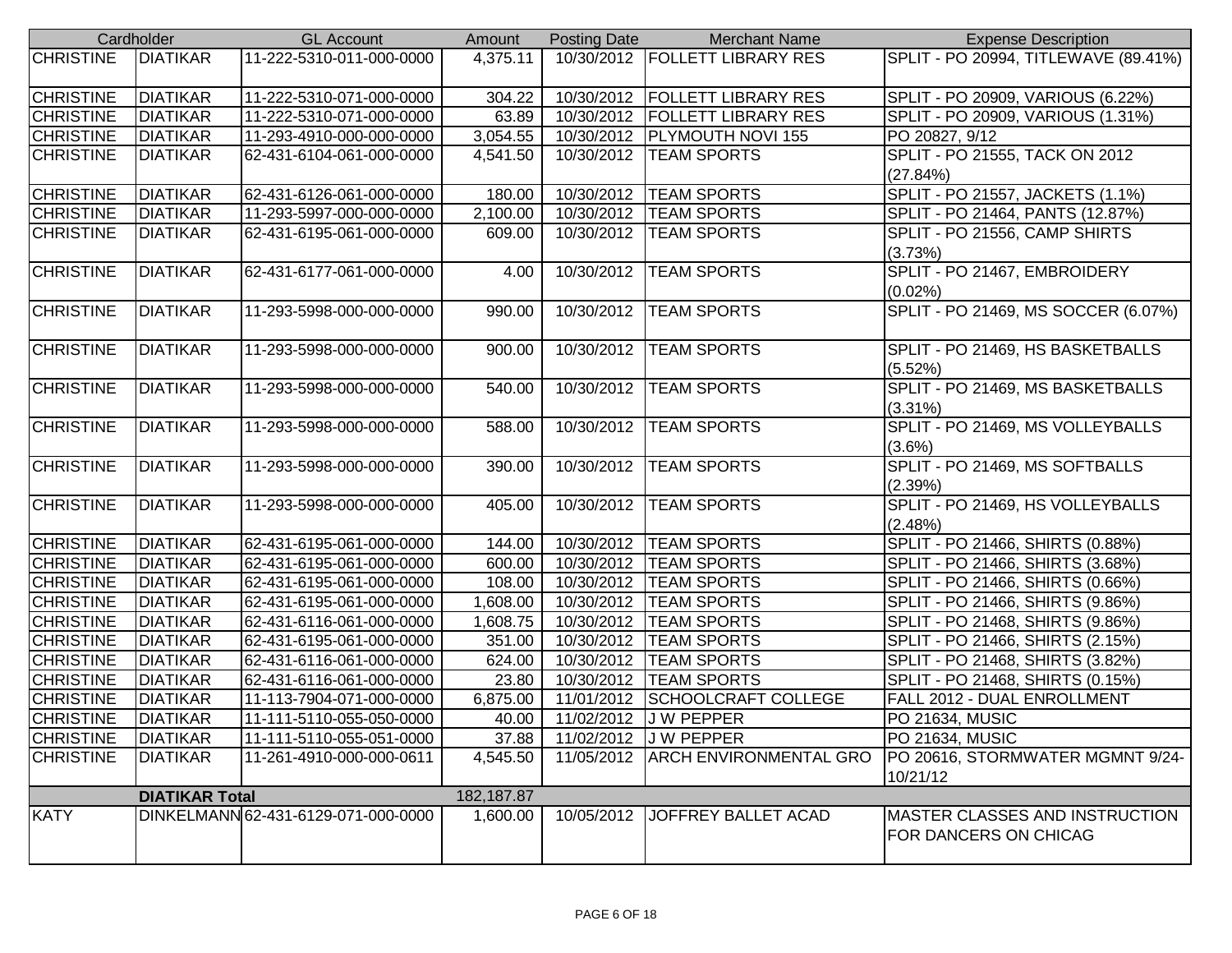| Cardholder | | GL Account | Amount | Posting Date | Merchant Name | Expense Description |
|---|---|---|---|---|---|---|
| CHRISTINE | DIATIKAR | 11-222-5310-011-000-0000 | 4,375.11 | 10/30/2012 | FOLLETT LIBRARY RES | SPLIT - PO 20994, TITLEWAVE (89.41%) |
| CHRISTINE | DIATIKAR | 11-222-5310-071-000-0000 | 304.22 | 10/30/2012 | FOLLETT LIBRARY RES | SPLIT - PO 20909, VARIOUS (6.22%) |
| CHRISTINE | DIATIKAR | 11-222-5310-071-000-0000 | 63.89 | 10/30/2012 | FOLLETT LIBRARY RES | SPLIT - PO 20909, VARIOUS (1.31%) |
| CHRISTINE | DIATIKAR | 11-293-4910-000-000-0000 | 3,054.55 | 10/30/2012 | PLYMOUTH NOVI 155 | PO 20827, 9/12 |
| CHRISTINE | DIATIKAR | 62-431-6104-061-000-0000 | 4,541.50 | 10/30/2012 | TEAM SPORTS | SPLIT - PO 21555, TACK ON 2012 (27.84%) |
| CHRISTINE | DIATIKAR | 62-431-6126-061-000-0000 | 180.00 | 10/30/2012 | TEAM SPORTS | SPLIT - PO 21557, JACKETS (1.1%) |
| CHRISTINE | DIATIKAR | 11-293-5997-000-000-0000 | 2,100.00 | 10/30/2012 | TEAM SPORTS | SPLIT - PO 21464, PANTS (12.87%) |
| CHRISTINE | DIATIKAR | 62-431-6195-061-000-0000 | 609.00 | 10/30/2012 | TEAM SPORTS | SPLIT - PO 21556, CAMP SHIRTS (3.73%) |
| CHRISTINE | DIATIKAR | 62-431-6177-061-000-0000 | 4.00 | 10/30/2012 | TEAM SPORTS | SPLIT - PO 21467, EMBROIDERY (0.02%) |
| CHRISTINE | DIATIKAR | 11-293-5998-000-000-0000 | 990.00 | 10/30/2012 | TEAM SPORTS | SPLIT - PO 21469, MS SOCCER (6.07%) |
| CHRISTINE | DIATIKAR | 11-293-5998-000-000-0000 | 900.00 | 10/30/2012 | TEAM SPORTS | SPLIT - PO 21469, HS BASKETBALLS (5.52%) |
| CHRISTINE | DIATIKAR | 11-293-5998-000-000-0000 | 540.00 | 10/30/2012 | TEAM SPORTS | SPLIT - PO 21469, MS BASKETBALLS (3.31%) |
| CHRISTINE | DIATIKAR | 11-293-5998-000-000-0000 | 588.00 | 10/30/2012 | TEAM SPORTS | SPLIT - PO 21469, MS VOLLEYBALLS (3.6%) |
| CHRISTINE | DIATIKAR | 11-293-5998-000-000-0000 | 390.00 | 10/30/2012 | TEAM SPORTS | SPLIT - PO 21469, MS SOFTBALLS (2.39%) |
| CHRISTINE | DIATIKAR | 11-293-5998-000-000-0000 | 405.00 | 10/30/2012 | TEAM SPORTS | SPLIT - PO 21469, HS VOLLEYBALLS (2.48%) |
| CHRISTINE | DIATIKAR | 62-431-6195-061-000-0000 | 144.00 | 10/30/2012 | TEAM SPORTS | SPLIT - PO 21466, SHIRTS (0.88%) |
| CHRISTINE | DIATIKAR | 62-431-6195-061-000-0000 | 600.00 | 10/30/2012 | TEAM SPORTS | SPLIT - PO 21466, SHIRTS (3.68%) |
| CHRISTINE | DIATIKAR | 62-431-6195-061-000-0000 | 108.00 | 10/30/2012 | TEAM SPORTS | SPLIT - PO 21466, SHIRTS (0.66%) |
| CHRISTINE | DIATIKAR | 62-431-6195-061-000-0000 | 1,608.00 | 10/30/2012 | TEAM SPORTS | SPLIT - PO 21466, SHIRTS (9.86%) |
| CHRISTINE | DIATIKAR | 62-431-6116-061-000-0000 | 1,608.75 | 10/30/2012 | TEAM SPORTS | SPLIT - PO 21468, SHIRTS (9.86%) |
| CHRISTINE | DIATIKAR | 62-431-6195-061-000-0000 | 351.00 | 10/30/2012 | TEAM SPORTS | SPLIT - PO 21466, SHIRTS (2.15%) |
| CHRISTINE | DIATIKAR | 62-431-6116-061-000-0000 | 624.00 | 10/30/2012 | TEAM SPORTS | SPLIT - PO 21468, SHIRTS (3.82%) |
| CHRISTINE | DIATIKAR | 62-431-6116-061-000-0000 | 23.80 | 10/30/2012 | TEAM SPORTS | SPLIT - PO 21468, SHIRTS (0.15%) |
| CHRISTINE | DIATIKAR | 11-113-7904-071-000-0000 | 6,875.00 | 11/01/2012 | SCHOOLCRAFT COLLEGE | FALL 2012 - DUAL ENROLLMENT |
| CHRISTINE | DIATIKAR | 11-111-5110-055-050-0000 | 40.00 | 11/02/2012 | J W PEPPER | PO 21634, MUSIC |
| CHRISTINE | DIATIKAR | 11-111-5110-055-051-0000 | 37.88 | 11/02/2012 | J W PEPPER | PO 21634, MUSIC |
| CHRISTINE | DIATIKAR | 11-261-4910-000-000-0611 | 4,545.50 | 11/05/2012 | ARCH ENVIRONMENTAL GRO | PO 20616, STORMWATER MGMNT 9/24-10/21/12 |
| | **DIATIKAR Total** | | 182,187.87 | | | |
| KATY | DINKELMANN | 62-431-6129-071-000-0000 | 1,600.00 | 10/05/2012 | JOFFREY BALLET ACAD | MASTER CLASSES AND INSTRUCTION FOR DANCERS ON CHICAG |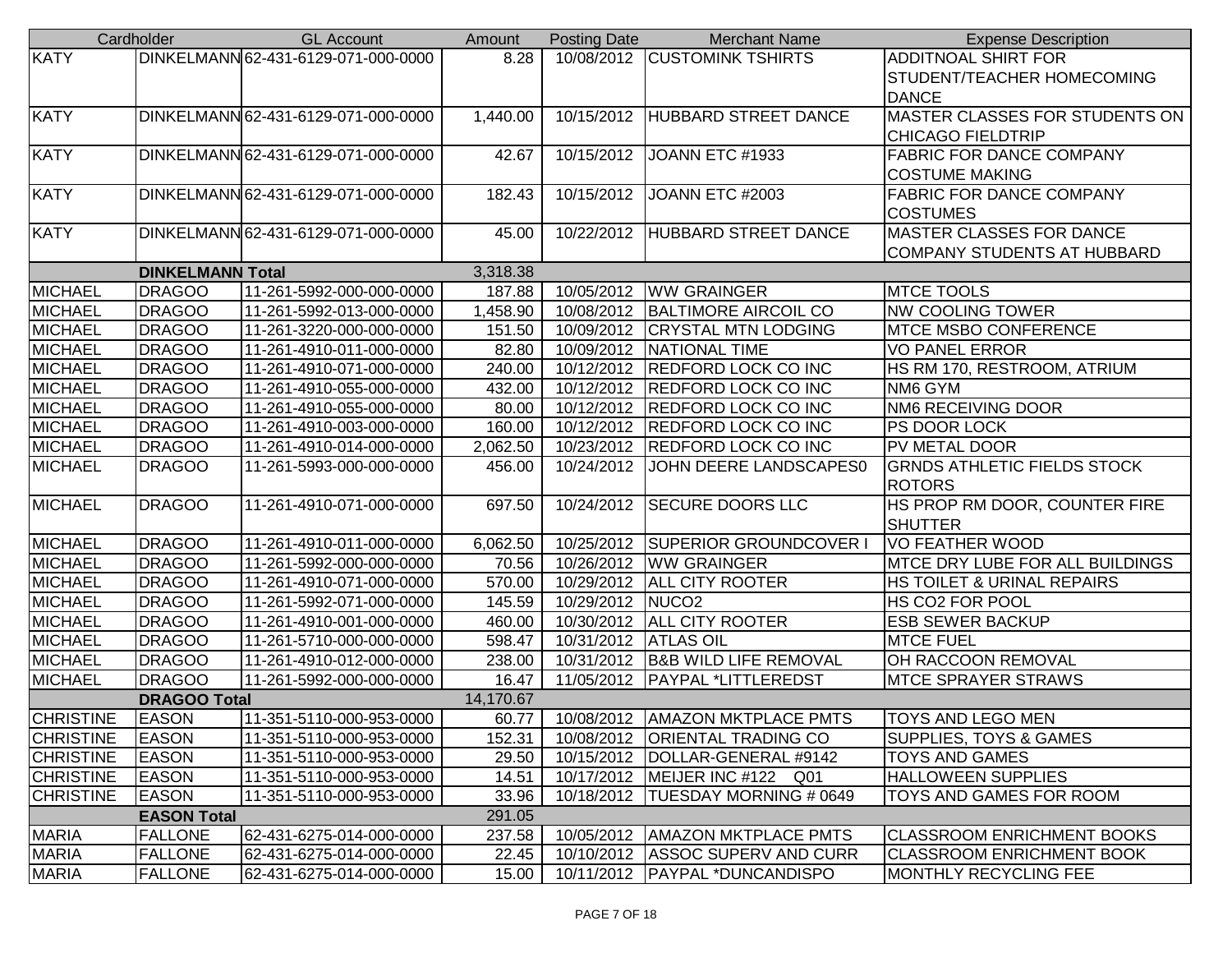| Cardholder | | GL Account | Amount | Posting Date | Merchant Name | Expense Description |
|---|---|---|---|---|---|---|
| KATY | DINKELMANN | 62-431-6129-071-000-0000 | 8.28 | 10/08/2012 | CUSTOMINK TSHIRTS | ADDITNOAL SHIRT FOR STUDENT/TEACHER HOMECOMING DANCE |
| KATY | DINKELMANN | 62-431-6129-071-000-0000 | 1,440.00 | 10/15/2012 | HUBBARD STREET DANCE | MASTER CLASSES FOR STUDENTS ON CHICAGO FIELDTRIP |
| KATY | DINKELMANN | 62-431-6129-071-000-0000 | 42.67 | 10/15/2012 | JOANN ETC #1933 | FABRIC FOR DANCE COMPANY COSTUME MAKING |
| KATY | DINKELMANN | 62-431-6129-071-000-0000 | 182.43 | 10/15/2012 | JOANN ETC #2003 | FABRIC FOR DANCE COMPANY COSTUMES |
| KATY | DINKELMANN | 62-431-6129-071-000-0000 | 45.00 | 10/22/2012 | HUBBARD STREET DANCE | MASTER CLASSES FOR DANCE COMPANY STUDENTS AT HUBBARD |
| | **DINKELMANN Total** | | 3,318.38 | | | |
| MICHAEL | DRAGOO | 11-261-5992-000-000-0000 | 187.88 | 10/05/2012 | WW GRAINGER | MTCE TOOLS |
| MICHAEL | DRAGOO | 11-261-5992-013-000-0000 | 1,458.90 | 10/08/2012 | BALTIMORE AIRCOIL CO | NW COOLING TOWER |
| MICHAEL | DRAGOO | 11-261-3220-000-000-0000 | 151.50 | 10/09/2012 | CRYSTAL MTN LODGING | MTCE MSBO CONFERENCE |
| MICHAEL | DRAGOO | 11-261-4910-011-000-0000 | 82.80 | 10/09/2012 | NATIONAL TIME | VO PANEL ERROR |
| MICHAEL | DRAGOO | 11-261-4910-071-000-0000 | 240.00 | 10/12/2012 | REDFORD LOCK CO INC | HS RM 170, RESTROOM, ATRIUM |
| MICHAEL | DRAGOO | 11-261-4910-055-000-0000 | 432.00 | 10/12/2012 | REDFORD LOCK CO INC | NM6 GYM |
| MICHAEL | DRAGOO | 11-261-4910-055-000-0000 | 80.00 | 10/12/2012 | REDFORD LOCK CO INC | NM6 RECEIVING DOOR |
| MICHAEL | DRAGOO | 11-261-4910-003-000-0000 | 160.00 | 10/12/2012 | REDFORD LOCK CO INC | PS DOOR LOCK |
| MICHAEL | DRAGOO | 11-261-4910-014-000-0000 | 2,062.50 | 10/23/2012 | REDFORD LOCK CO INC | PV METAL DOOR |
| MICHAEL | DRAGOO | 11-261-5993-000-000-0000 | 456.00 | 10/24/2012 | JOHN DEERE LANDSCAPES0 | GRNDS ATHLETIC FIELDS STOCK ROTORS |
| MICHAEL | DRAGOO | 11-261-4910-071-000-0000 | 697.50 | 10/24/2012 | SECURE DOORS LLC | HS PROP RM DOOR, COUNTER FIRE SHUTTER |
| MICHAEL | DRAGOO | 11-261-4910-011-000-0000 | 6,062.50 | 10/25/2012 | SUPERIOR GROUNDCOVER I | VO FEATHER WOOD |
| MICHAEL | DRAGOO | 11-261-5992-000-000-0000 | 70.56 | 10/26/2012 | WW GRAINGER | MTCE DRY LUBE FOR ALL BUILDINGS |
| MICHAEL | DRAGOO | 11-261-4910-071-000-0000 | 570.00 | 10/29/2012 | ALL CITY ROOTER | HS TOILET & URINAL REPAIRS |
| MICHAEL | DRAGOO | 11-261-5992-071-000-0000 | 145.59 | 10/29/2012 | NUCO2 | HS CO2 FOR POOL |
| MICHAEL | DRAGOO | 11-261-4910-001-000-0000 | 460.00 | 10/30/2012 | ALL CITY ROOTER | ESB SEWER BACKUP |
| MICHAEL | DRAGOO | 11-261-5710-000-000-0000 | 598.47 | 10/31/2012 | ATLAS OIL | MTCE FUEL |
| MICHAEL | DRAGOO | 11-261-4910-012-000-0000 | 238.00 | 10/31/2012 | B&B WILD LIFE REMOVAL | OH RACCOON REMOVAL |
| MICHAEL | DRAGOO | 11-261-5992-000-000-0000 | 16.47 | 11/05/2012 | PAYPAL *LITTLEREDST | MTCE SPRAYER STRAWS |
| | **DRAGOO Total** | | 14,170.67 | | | |
| CHRISTINE | EASON | 11-351-5110-000-953-0000 | 60.77 | 10/08/2012 | AMAZON MKTPLACE PMTS | TOYS AND LEGO MEN |
| CHRISTINE | EASON | 11-351-5110-000-953-0000 | 152.31 | 10/08/2012 | ORIENTAL TRADING CO | SUPPLIES, TOYS & GAMES |
| CHRISTINE | EASON | 11-351-5110-000-953-0000 | 29.50 | 10/15/2012 | DOLLAR-GENERAL #9142 | TOYS AND GAMES |
| CHRISTINE | EASON | 11-351-5110-000-953-0000 | 14.51 | 10/17/2012 | MEIJER INC #122 Q01 | HALLOWEEN SUPPLIES |
| CHRISTINE | EASON | 11-351-5110-000-953-0000 | 33.96 | 10/18/2012 | TUESDAY MORNING # 0649 | TOYS AND GAMES FOR ROOM |
| | **EASON Total** | | 291.05 | | | |
| MARIA | FALLONE | 62-431-6275-014-000-0000 | 237.58 | 10/05/2012 | AMAZON MKTPLACE PMTS | CLASSROOM ENRICHMENT BOOKS |
| MARIA | FALLONE | 62-431-6275-014-000-0000 | 22.45 | 10/10/2012 | ASSOC SUPERV AND CURR | CLASSROOM ENRICHMENT BOOK |
| MARIA | FALLONE | 62-431-6275-014-000-0000 | 15.00 | 10/11/2012 | PAYPAL *DUNCANDISPO | MONTHLY RECYCLING FEE |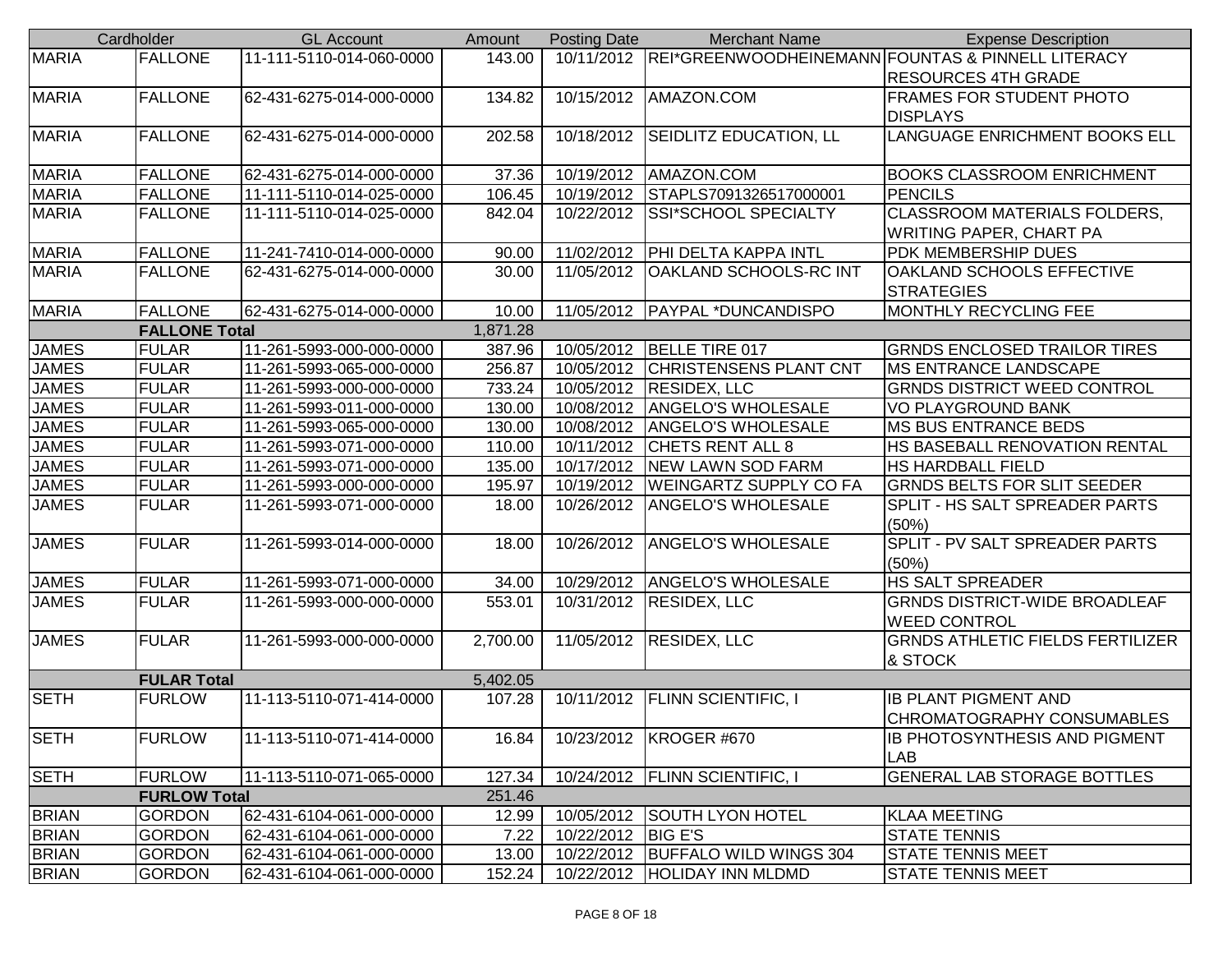| Cardholder | | GL Account | Amount | Posting Date | Merchant Name | Expense Description |
|---|---|---|---|---|---|---|
| MARIA | FALLONE | 11-111-5110-014-060-0000 | 143.00 | 10/11/2012 | REI*GREENWOODHEINEMANN | FOUNTAS & PINNELL LITERACY RESOURCES 4TH GRADE |
| MARIA | FALLONE | 62-431-6275-014-000-0000 | 134.82 | 10/15/2012 | AMAZON.COM | FRAMES FOR STUDENT PHOTO DISPLAYS |
| MARIA | FALLONE | 62-431-6275-014-000-0000 | 202.58 | 10/18/2012 | SEIDLITZ EDUCATION, LL | LANGUAGE ENRICHMENT BOOKS ELL |
| MARIA | FALLONE | 62-431-6275-014-000-0000 | 37.36 | 10/19/2012 | AMAZON.COM | BOOKS CLASSROOM ENRICHMENT |
| MARIA | FALLONE | 11-111-5110-014-025-0000 | 106.45 | 10/19/2012 | STAPLS7091326517000001 | PENCILS |
| MARIA | FALLONE | 11-111-5110-014-025-0000 | 842.04 | 10/22/2012 | SSI*SCHOOL SPECIALTY | CLASSROOM MATERIALS FOLDERS, WRITING PAPER, CHART PA |
| MARIA | FALLONE | 11-241-7410-014-000-0000 | 90.00 | 11/02/2012 | PHI DELTA KAPPA INTL | PDK MEMBERSHIP DUES |
| MARIA | FALLONE | 62-431-6275-014-000-0000 | 30.00 | 11/05/2012 | OAKLAND SCHOOLS-RC INT | OAKLAND SCHOOLS EFFECTIVE STRATEGIES |
| MARIA | FALLONE | 62-431-6275-014-000-0000 | 10.00 | 11/05/2012 | PAYPAL *DUNCANDISPO | MONTHLY RECYCLING FEE |
| | **FALLONE Total** | | 1,871.28 | | | |
| JAMES | FULAR | 11-261-5993-000-000-0000 | 387.96 | 10/05/2012 | BELLE TIRE 017 | GRNDS ENCLOSED TRAILOR TIRES |
| JAMES | FULAR | 11-261-5993-065-000-0000 | 256.87 | 10/05/2012 | CHRISTENSENS PLANT CNT | MS ENTRANCE LANDSCAPE |
| JAMES | FULAR | 11-261-5993-000-000-0000 | 733.24 | 10/05/2012 | RESIDEX, LLC | GRNDS DISTRICT WEED CONTROL |
| JAMES | FULAR | 11-261-5993-011-000-0000 | 130.00 | 10/08/2012 | ANGELO'S WHOLESALE | VO PLAYGROUND BANK |
| JAMES | FULAR | 11-261-5993-065-000-0000 | 130.00 | 10/08/2012 | ANGELO'S WHOLESALE | MS BUS ENTRANCE BEDS |
| JAMES | FULAR | 11-261-5993-071-000-0000 | 110.00 | 10/11/2012 | CHETS RENT ALL 8 | HS BASEBALL RENOVATION RENTAL |
| JAMES | FULAR | 11-261-5993-071-000-0000 | 135.00 | 10/17/2012 | NEW LAWN SOD FARM | HS HARDBALL FIELD |
| JAMES | FULAR | 11-261-5993-000-000-0000 | 195.97 | 10/19/2012 | WEINGARTZ SUPPLY CO FA | GRNDS BELTS FOR SLIT SEEDER |
| JAMES | FULAR | 11-261-5993-071-000-0000 | 18.00 | 10/26/2012 | ANGELO'S WHOLESALE | SPLIT - HS SALT SPREADER PARTS (50%) |
| JAMES | FULAR | 11-261-5993-014-000-0000 | 18.00 | 10/26/2012 | ANGELO'S WHOLESALE | SPLIT - PV SALT SPREADER PARTS (50%) |
| JAMES | FULAR | 11-261-5993-071-000-0000 | 34.00 | 10/29/2012 | ANGELO'S WHOLESALE | HS SALT SPREADER |
| JAMES | FULAR | 11-261-5993-000-000-0000 | 553.01 | 10/31/2012 | RESIDEX, LLC | GRNDS DISTRICT-WIDE BROADLEAF WEED CONTROL |
| JAMES | FULAR | 11-261-5993-000-000-0000 | 2,700.00 | 11/05/2012 | RESIDEX, LLC | GRNDS ATHLETIC FIELDS FERTILIZER & STOCK |
| | **FULAR Total** | | 5,402.05 | | | |
| SETH | FURLOW | 11-113-5110-071-414-0000 | 107.28 | 10/11/2012 | FLINN SCIENTIFIC, I | IB PLANT PIGMENT AND CHROMATOGRAPHY CONSUMABLES |
| SETH | FURLOW | 11-113-5110-071-414-0000 | 16.84 | 10/23/2012 | KROGER #670 | IB PHOTOSYNTHESIS AND PIGMENT LAB |
| SETH | FURLOW | 11-113-5110-071-065-0000 | 127.34 | 10/24/2012 | FLINN SCIENTIFIC, I | GENERAL LAB STORAGE BOTTLES |
| | **FURLOW Total** | | 251.46 | | | |
| BRIAN | GORDON | 62-431-6104-061-000-0000 | 12.99 | 10/05/2012 | SOUTH LYON HOTEL | KLAA MEETING |
| BRIAN | GORDON | 62-431-6104-061-000-0000 | 7.22 | 10/22/2012 | BIG E'S | STATE TENNIS |
| BRIAN | GORDON | 62-431-6104-061-000-0000 | 13.00 | 10/22/2012 | BUFFALO WILD WINGS 304 | STATE TENNIS MEET |
| BRIAN | GORDON | 62-431-6104-061-000-0000 | 152.24 | 10/22/2012 | HOLIDAY INN MLDMD | STATE TENNIS MEET |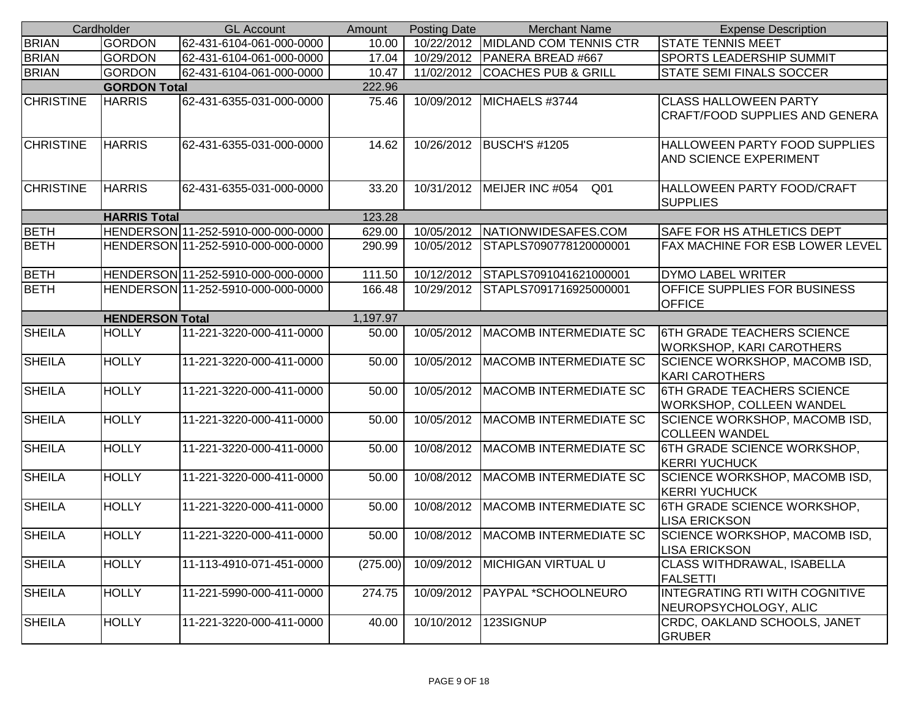| Cardholder | | GL Account | Amount | Posting Date | Merchant Name | Expense Description |
|---|---|---|---|---|---|---|
| BRIAN | GORDON | 62-431-6104-061-000-0000 | 10.00 | 10/22/2012 | MIDLAND COM TENNIS CTR | STATE TENNIS MEET |
| BRIAN | GORDON | 62-431-6104-061-000-0000 | 17.04 | 10/29/2012 | PANERA BREAD #667 | SPORTS LEADERSHIP SUMMIT |
| BRIAN | GORDON | 62-431-6104-061-000-0000 | 10.47 | 11/02/2012 | COACHES PUB & GRILL | STATE SEMI FINALS SOCCER |
| | **GORDON Total** | | 222.96 | | | |
| CHRISTINE | HARRIS | 62-431-6355-031-000-0000 | 75.46 | 10/09/2012 | MICHAELS #3744 | CLASS HALLOWEEN PARTY CRAFT/FOOD SUPPLIES AND GENERA |
| CHRISTINE | HARRIS | 62-431-6355-031-000-0000 | 14.62 | 10/26/2012 | BUSCH'S #1205 | HALLOWEEN PARTY FOOD SUPPLIES AND SCIENCE EXPERIMENT |
| CHRISTINE | HARRIS | 62-431-6355-031-000-0000 | 33.20 | 10/31/2012 | MEIJER INC #054 Q01 | HALLOWEEN PARTY FOOD/CRAFT SUPPLIES |
| | **HARRIS Total** | | 123.28 | | | |
| BETH | HENDERSON | 11-252-5910-000-000-0000 | 629.00 | 10/05/2012 | NATIONWIDESAFES.COM | SAFE FOR HS ATHLETICS DEPT |
| BETH | HENDERSON | 11-252-5910-000-000-0000 | 290.99 | 10/05/2012 | STAPLS7090778120000001 | FAX MACHINE FOR ESB LOWER LEVEL |
| BETH | HENDERSON | 11-252-5910-000-000-0000 | 111.50 | 10/12/2012 | STAPLS7091041621000001 | DYMO LABEL WRITER |
| BETH | HENDERSON | 11-252-5910-000-000-0000 | 166.48 | 10/29/2012 | STAPLS7091716925000001 | OFFICE SUPPLIES FOR BUSINESS OFFICE |
| | **HENDERSON Total** | | 1,197.97 | | | |
| SHEILA | HOLLY | 11-221-3220-000-411-0000 | 50.00 | 10/05/2012 | MACOMB INTERMEDIATE SC | 6TH GRADE TEACHERS SCIENCE WORKSHOP, KARI CAROTHERS |
| SHEILA | HOLLY | 11-221-3220-000-411-0000 | 50.00 | 10/05/2012 | MACOMB INTERMEDIATE SC | SCIENCE WORKSHOP, MACOMB ISD, KARI CAROTHERS |
| SHEILA | HOLLY | 11-221-3220-000-411-0000 | 50.00 | 10/05/2012 | MACOMB INTERMEDIATE SC | 6TH GRADE TEACHERS SCIENCE WORKSHOP, COLLEEN WANDEL |
| SHEILA | HOLLY | 11-221-3220-000-411-0000 | 50.00 | 10/05/2012 | MACOMB INTERMEDIATE SC | SCIENCE WORKSHOP, MACOMB ISD, COLLEEN WANDEL |
| SHEILA | HOLLY | 11-221-3220-000-411-0000 | 50.00 | 10/08/2012 | MACOMB INTERMEDIATE SC | 6TH GRADE SCIENCE WORKSHOP, KERRI YUCHUCK |
| SHEILA | HOLLY | 11-221-3220-000-411-0000 | 50.00 | 10/08/2012 | MACOMB INTERMEDIATE SC | SCIENCE WORKSHOP, MACOMB ISD, KERRI YUCHUCK |
| SHEILA | HOLLY | 11-221-3220-000-411-0000 | 50.00 | 10/08/2012 | MACOMB INTERMEDIATE SC | 6TH GRADE SCIENCE WORKSHOP, LISA ERICKSON |
| SHEILA | HOLLY | 11-221-3220-000-411-0000 | 50.00 | 10/08/2012 | MACOMB INTERMEDIATE SC | SCIENCE WORKSHOP, MACOMB ISD, LISA ERICKSON |
| SHEILA | HOLLY | 11-113-4910-071-451-0000 | (275.00) | 10/09/2012 | MICHIGAN VIRTUAL U | CLASS WITHDRAWAL, ISABELLA FALSETTI |
| SHEILA | HOLLY | 11-221-5990-000-411-0000 | 274.75 | 10/09/2012 | PAYPAL *SCHOOLNEURO | INTEGRATING RTI WITH COGNITIVE NEUROPSYCHOLOGY, ALIC |
| SHEILA | HOLLY | 11-221-3220-000-411-0000 | 40.00 | 10/10/2012 | 123SIGNUP | CRDC, OAKLAND SCHOOLS, JANET GRUBER |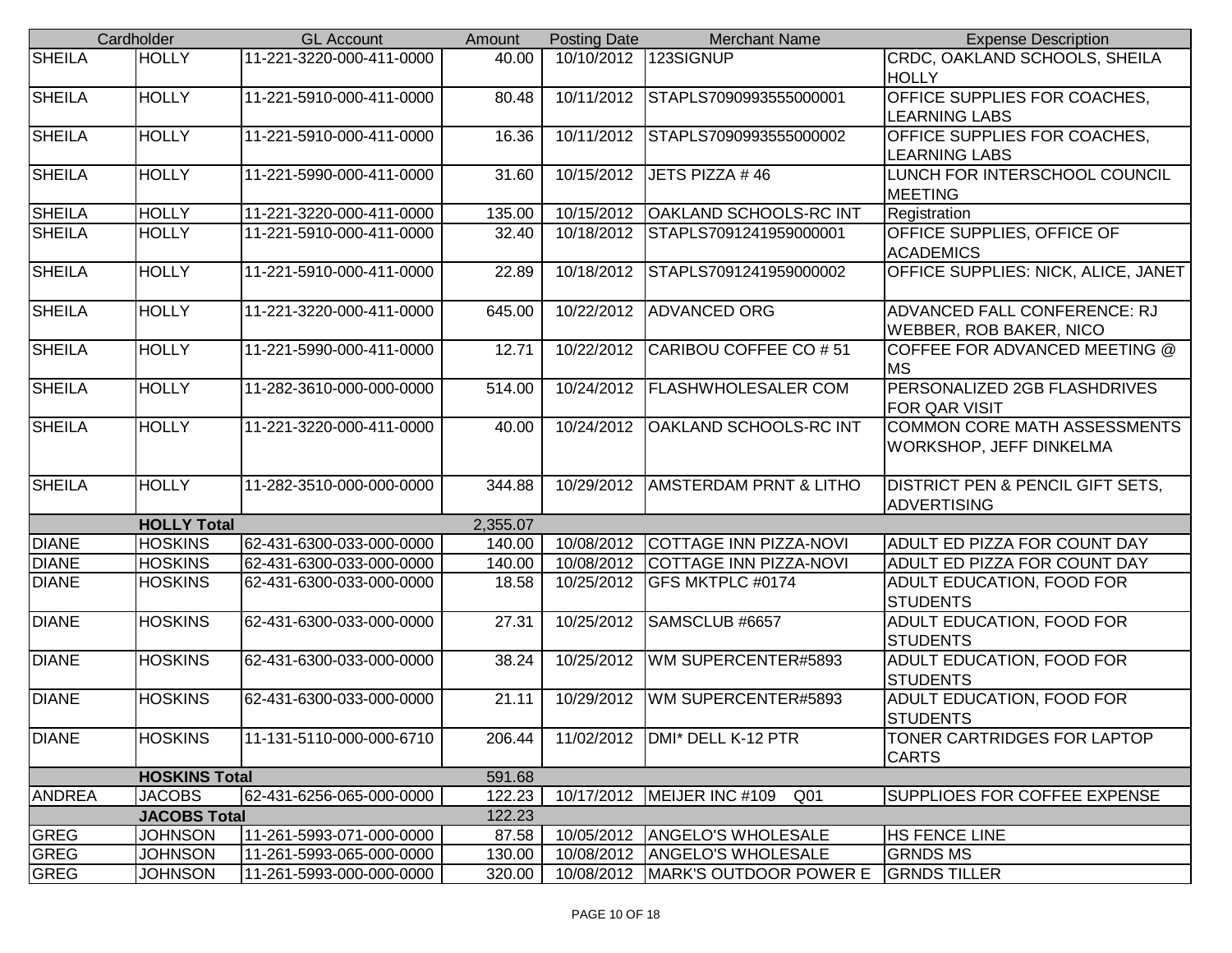| Cardholder | | GL Account | Amount | Posting Date | Merchant Name | Expense Description |
|---|---|---|---|---|---|---|
| SHEILA | HOLLY | 11-221-3220-000-411-0000 | 40.00 | 10/10/2012 | 123SIGNUP | CRDC, OAKLAND SCHOOLS, SHEILA HOLLY |
| SHEILA | HOLLY | 11-221-5910-000-411-0000 | 80.48 | 10/11/2012 | STAPLS7090993555000001 | OFFICE SUPPLIES FOR COACHES, LEARNING LABS |
| SHEILA | HOLLY | 11-221-5910-000-411-0000 | 16.36 | 10/11/2012 | STAPLS7090993555000002 | OFFICE SUPPLIES FOR COACHES, LEARNING LABS |
| SHEILA | HOLLY | 11-221-5990-000-411-0000 | 31.60 | 10/15/2012 | JETS PIZZA # 46 | LUNCH FOR INTERSCHOOL COUNCIL MEETING |
| SHEILA | HOLLY | 11-221-3220-000-411-0000 | 135.00 | 10/15/2012 | OAKLAND SCHOOLS-RC INT | Registration |
| SHEILA | HOLLY | 11-221-5910-000-411-0000 | 32.40 | 10/18/2012 | STAPLS7091241959000001 | OFFICE SUPPLIES, OFFICE OF ACADEMICS |
| SHEILA | HOLLY | 11-221-5910-000-411-0000 | 22.89 | 10/18/2012 | STAPLS7091241959000002 | OFFICE SUPPLIES: NICK, ALICE, JANET |
| SHEILA | HOLLY | 11-221-3220-000-411-0000 | 645.00 | 10/22/2012 | ADVANCED ORG | ADVANCED FALL CONFERENCE: RJ WEBBER, ROB BAKER, NICO |
| SHEILA | HOLLY | 11-221-5990-000-411-0000 | 12.71 | 10/22/2012 | CARIBOU COFFEE CO # 51 | COFFEE FOR ADVANCED MEETING @ MS |
| SHEILA | HOLLY | 11-282-3610-000-000-0000 | 514.00 | 10/24/2012 | FLASHWHOLESALER COM | PERSONALIZED 2GB FLASHDRIVES FOR QAR VISIT |
| SHEILA | HOLLY | 11-221-3220-000-411-0000 | 40.00 | 10/24/2012 | OAKLAND SCHOOLS-RC INT | COMMON CORE MATH ASSESSMENTS WORKSHOP, JEFF DINKELMA |
| SHEILA | HOLLY | 11-282-3510-000-000-0000 | 344.88 | 10/29/2012 | AMSTERDAM PRNT & LITHO | DISTRICT PEN & PENCIL GIFT SETS, ADVERTISING |
| | **HOLLY Total** | | 2,355.07 | | | |
| DIANE | HOSKINS | 62-431-6300-033-000-0000 | 140.00 | 10/08/2012 | COTTAGE INN PIZZA-NOVI | ADULT ED PIZZA FOR COUNT DAY |
| DIANE | HOSKINS | 62-431-6300-033-000-0000 | 140.00 | 10/08/2012 | COTTAGE INN PIZZA-NOVI | ADULT ED PIZZA FOR COUNT DAY |
| DIANE | HOSKINS | 62-431-6300-033-000-0000 | 18.58 | 10/25/2012 | GFS MKTPLC #0174 | ADULT EDUCATION, FOOD FOR STUDENTS |
| DIANE | HOSKINS | 62-431-6300-033-000-0000 | 27.31 | 10/25/2012 | SAMSCLUB #6657 | ADULT EDUCATION, FOOD FOR STUDENTS |
| DIANE | HOSKINS | 62-431-6300-033-000-0000 | 38.24 | 10/25/2012 | WM SUPERCENTER#5893 | ADULT EDUCATION, FOOD FOR STUDENTS |
| DIANE | HOSKINS | 62-431-6300-033-000-0000 | 21.11 | 10/29/2012 | WM SUPERCENTER#5893 | ADULT EDUCATION, FOOD FOR STUDENTS |
| DIANE | HOSKINS | 11-131-5110-000-000-6710 | 206.44 | 11/02/2012 | DMI* DELL K-12 PTR | TONER CARTRIDGES FOR LAPTOP CARTS |
| | **HOSKINS Total** | | 591.68 | | | |
| ANDREA | JACOBS | 62-431-6256-065-000-0000 | 122.23 | 10/17/2012 | MEIJER INC #109 Q01 | SUPPLIOES FOR COFFEE EXPENSE |
| | **JACOBS Total** | | 122.23 | | | |
| GREG | JOHNSON | 11-261-5993-071-000-0000 | 87.58 | 10/05/2012 | ANGELO'S WHOLESALE | HS FENCE LINE |
| GREG | JOHNSON | 11-261-5993-065-000-0000 | 130.00 | 10/08/2012 | ANGELO'S WHOLESALE | GRNDS MS |
| GREG | JOHNSON | 11-261-5993-000-000-0000 | 320.00 | 10/08/2012 | MARK'S OUTDOOR POWER E | GRNDS TILLER |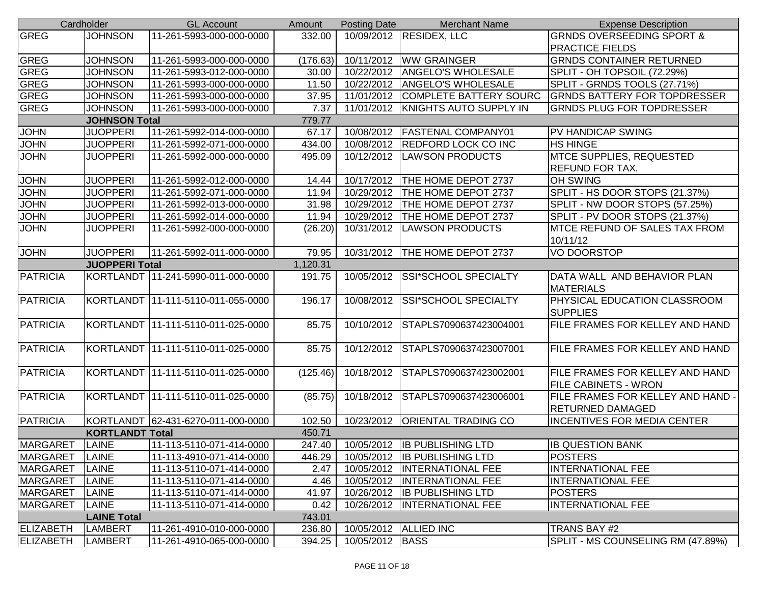| Cardholder | | GL Account | Amount | Posting Date | Merchant Name | Expense Description |
|---|---|---|---|---|---|---|
| GREG | JOHNSON | 11-261-5993-000-000-0000 | 332.00 | 10/09/2012 | RESIDEX, LLC | GRNDS OVERSEEDING SPORT & PRACTICE FIELDS |
| GREG | JOHNSON | 11-261-5993-000-000-0000 | (176.63) | 10/11/2012 | WW GRAINGER | GRNDS CONTAINER RETURNED |
| GREG | JOHNSON | 11-261-5993-012-000-0000 | 30.00 | 10/22/2012 | ANGELO'S WHOLESALE | SPLIT - OH TOPSOIL (72.29%) |
| GREG | JOHNSON | 11-261-5993-000-000-0000 | 11.50 | 10/22/2012 | ANGELO'S WHOLESALE | SPLIT - GRNDS TOOLS (27.71%) |
| GREG | JOHNSON | 11-261-5993-000-000-0000 | 37.95 | 11/01/2012 | COMPLETE BATTERY SOURC | GRNDS BATTERY FOR TOPDRESSER |
| GREG | JOHNSON | 11-261-5993-000-000-0000 | 7.37 | 11/01/2012 | KNIGHTS AUTO SUPPLY IN | GRNDS PLUG FOR TOPDRESSER |
| | **JOHNSON Total** | | 779.77 | | | |
| JOHN | JUOPPERI | 11-261-5992-014-000-0000 | 67.17 | 10/08/2012 | FASTENAL COMPANY01 | PV HANDICAP SWING |
| JOHN | JUOPPERI | 11-261-5992-071-000-0000 | 434.00 | 10/08/2012 | REDFORD LOCK CO INC | HS HINGE |
| JOHN | JUOPPERI | 11-261-5992-000-000-0000 | 495.09 | 10/12/2012 | LAWSON PRODUCTS | MTCE SUPPLIES, REQUESTED REFUND FOR TAX. |
| JOHN | JUOPPERI | 11-261-5992-012-000-0000 | 14.44 | 10/17/2012 | THE HOME DEPOT 2737 | OH SWING |
| JOHN | JUOPPERI | 11-261-5992-071-000-0000 | 11.94 | 10/29/2012 | THE HOME DEPOT 2737 | SPLIT - HS DOOR STOPS (21.37%) |
| JOHN | JUOPPERI | 11-261-5992-013-000-0000 | 31.98 | 10/29/2012 | THE HOME DEPOT 2737 | SPLIT - NW DOOR STOPS (57.25%) |
| JOHN | JUOPPERI | 11-261-5992-014-000-0000 | 11.94 | 10/29/2012 | THE HOME DEPOT 2737 | SPLIT - PV DOOR STOPS (21.37%) |
| JOHN | JUOPPERI | 11-261-5992-000-000-0000 | (26.20) | 10/31/2012 | LAWSON PRODUCTS | MTCE REFUND OF SALES TAX FROM 10/11/12 |
| JOHN | JUOPPERI | 11-261-5992-011-000-0000 | 79.95 | 10/31/2012 | THE HOME DEPOT 2737 | VO DOORSTOP |
| | **JUOPPERI Total** | | 1,120.31 | | | |
| PATRICIA | KORTLANDT | 11-241-5990-011-000-0000 | 191.75 | 10/05/2012 | SSI*SCHOOL SPECIALTY | DATA WALL AND BEHAVIOR PLAN MATERIALS |
| PATRICIA | KORTLANDT | 11-111-5110-011-055-0000 | 196.17 | 10/08/2012 | SSI*SCHOOL SPECIALTY | PHYSICAL EDUCATION CLASSROOM SUPPLIES |
| PATRICIA | KORTLANDT | 11-111-5110-011-025-0000 | 85.75 | 10/10/2012 | STAPLS7090637423004001 | FILE FRAMES FOR KELLEY AND HAND |
| PATRICIA | KORTLANDT | 11-111-5110-011-025-0000 | 85.75 | 10/12/2012 | STAPLS7090637423007001 | FILE FRAMES FOR KELLEY AND HAND |
| PATRICIA | KORTLANDT | 11-111-5110-011-025-0000 | (125.46) | 10/18/2012 | STAPLS7090637423002001 | FILE FRAMES FOR KELLEY AND HAND FILE CABINETS - WRON |
| PATRICIA | KORTLANDT | 11-111-5110-011-025-0000 | (85.75) | 10/18/2012 | STAPLS7090637423006001 | FILE FRAMES FOR KELLEY AND HAND - RETURNED DAMAGED |
| PATRICIA | KORTLANDT | 62-431-6270-011-000-0000 | 102.50 | 10/23/2012 | ORIENTAL TRADING CO | INCENTIVES FOR MEDIA CENTER |
| | **KORTLANDT Total** | | 450.71 | | | |
| MARGARET | LAINE | 11-113-5110-071-414-0000 | 247.40 | 10/05/2012 | IB PUBLISHING LTD | IB QUESTION BANK |
| MARGARET | LAINE | 11-113-4910-071-414-0000 | 446.29 | 10/05/2012 | IB PUBLISHING LTD | POSTERS |
| MARGARET | LAINE | 11-113-5110-071-414-0000 | 2.47 | 10/05/2012 | INTERNATIONAL FEE | INTERNATIONAL FEE |
| MARGARET | LAINE | 11-113-5110-071-414-0000 | 4.46 | 10/05/2012 | INTERNATIONAL FEE | INTERNATIONAL FEE |
| MARGARET | LAINE | 11-113-5110-071-414-0000 | 41.97 | 10/26/2012 | IB PUBLISHING LTD | POSTERS |
| MARGARET | LAINE | 11-113-5110-071-414-0000 | 0.42 | 10/26/2012 | INTERNATIONAL FEE | INTERNATIONAL FEE |
| | **LAINE Total** | | 743.01 | | | |
| ELIZABETH | LAMBERT | 11-261-4910-010-000-0000 | 236.80 | 10/05/2012 | ALLIED INC | TRANS BAY #2 |
| ELIZABETH | LAMBERT | 11-261-4910-065-000-0000 | 394.25 | 10/05/2012 | BASS | SPLIT - MS COUNSELING RM (47.89%) |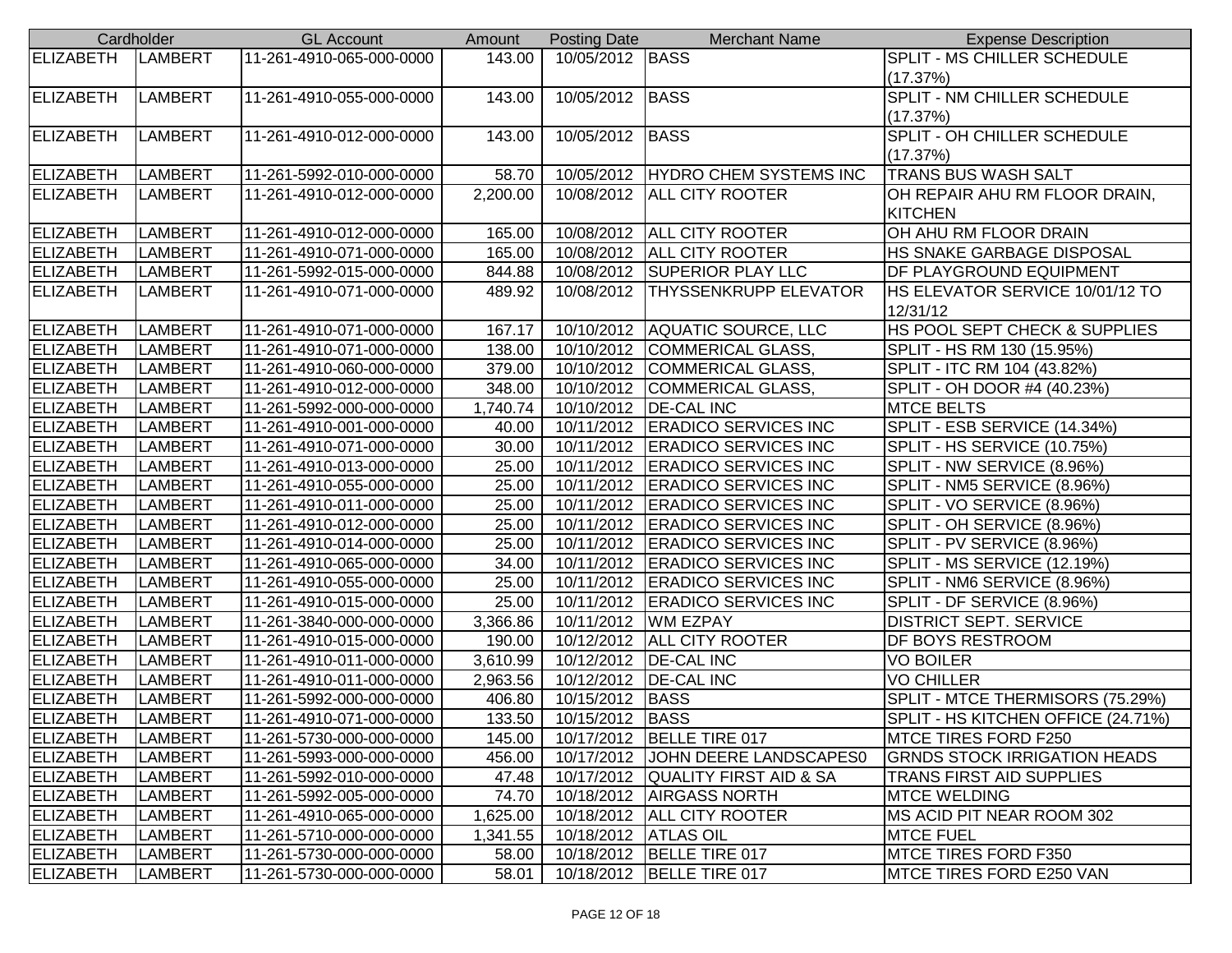| Cardholder | | GL Account | Amount | Posting Date | Merchant Name | Expense Description |
|---|---|---|---|---|---|---|
| ELIZABETH | LAMBERT | 11-261-4910-065-000-0000 | 143.00 | 10/05/2012 | BASS | SPLIT - MS CHILLER SCHEDULE (17.37%) |
| ELIZABETH | LAMBERT | 11-261-4910-055-000-0000 | 143.00 | 10/05/2012 | BASS | SPLIT - NM CHILLER SCHEDULE (17.37%) |
| ELIZABETH | LAMBERT | 11-261-4910-012-000-0000 | 143.00 | 10/05/2012 | BASS | SPLIT - OH CHILLER SCHEDULE (17.37%) |
| ELIZABETH | LAMBERT | 11-261-5992-010-000-0000 | 58.70 | 10/05/2012 | HYDRO CHEM SYSTEMS INC | TRANS BUS WASH SALT |
| ELIZABETH | LAMBERT | 11-261-4910-012-000-0000 | 2,200.00 | 10/08/2012 | ALL CITY ROOTER | OH REPAIR AHU RM FLOOR DRAIN, KITCHEN |
| ELIZABETH | LAMBERT | 11-261-4910-012-000-0000 | 165.00 | 10/08/2012 | ALL CITY ROOTER | OH AHU RM FLOOR DRAIN |
| ELIZABETH | LAMBERT | 11-261-4910-071-000-0000 | 165.00 | 10/08/2012 | ALL CITY ROOTER | HS SNAKE GARBAGE DISPOSAL |
| ELIZABETH | LAMBERT | 11-261-5992-015-000-0000 | 844.88 | 10/08/2012 | SUPERIOR PLAY LLC | DF PLAYGROUND EQUIPMENT |
| ELIZABETH | LAMBERT | 11-261-4910-071-000-0000 | 489.92 | 10/08/2012 | THYSSENKRUPP ELEVATOR | HS ELEVATOR SERVICE 10/01/12 TO 12/31/12 |
| ELIZABETH | LAMBERT | 11-261-4910-071-000-0000 | 167.17 | 10/10/2012 | AQUATIC SOURCE, LLC | HS POOL SEPT CHECK & SUPPLIES |
| ELIZABETH | LAMBERT | 11-261-4910-071-000-0000 | 138.00 | 10/10/2012 | COMMERICAL GLASS, | SPLIT - HS RM 130 (15.95%) |
| ELIZABETH | LAMBERT | 11-261-4910-060-000-0000 | 379.00 | 10/10/2012 | COMMERICAL GLASS, | SPLIT - ITC RM 104 (43.82%) |
| ELIZABETH | LAMBERT | 11-261-4910-012-000-0000 | 348.00 | 10/10/2012 | COMMERICAL GLASS, | SPLIT - OH DOOR #4 (40.23%) |
| ELIZABETH | LAMBERT | 11-261-5992-000-000-0000 | 1,740.74 | 10/10/2012 | DE-CAL INC | MTCE BELTS |
| ELIZABETH | LAMBERT | 11-261-4910-001-000-0000 | 40.00 | 10/11/2012 | ERADICO SERVICES INC | SPLIT - ESB SERVICE (14.34%) |
| ELIZABETH | LAMBERT | 11-261-4910-071-000-0000 | 30.00 | 10/11/2012 | ERADICO SERVICES INC | SPLIT - HS SERVICE (10.75%) |
| ELIZABETH | LAMBERT | 11-261-4910-013-000-0000 | 25.00 | 10/11/2012 | ERADICO SERVICES INC | SPLIT - NW SERVICE (8.96%) |
| ELIZABETH | LAMBERT | 11-261-4910-055-000-0000 | 25.00 | 10/11/2012 | ERADICO SERVICES INC | SPLIT - NM5 SERVICE (8.96%) |
| ELIZABETH | LAMBERT | 11-261-4910-011-000-0000 | 25.00 | 10/11/2012 | ERADICO SERVICES INC | SPLIT - VO SERVICE (8.96%) |
| ELIZABETH | LAMBERT | 11-261-4910-012-000-0000 | 25.00 | 10/11/2012 | ERADICO SERVICES INC | SPLIT - OH SERVICE (8.96%) |
| ELIZABETH | LAMBERT | 11-261-4910-014-000-0000 | 25.00 | 10/11/2012 | ERADICO SERVICES INC | SPLIT - PV SERVICE (8.96%) |
| ELIZABETH | LAMBERT | 11-261-4910-065-000-0000 | 34.00 | 10/11/2012 | ERADICO SERVICES INC | SPLIT - MS SERVICE (12.19%) |
| ELIZABETH | LAMBERT | 11-261-4910-055-000-0000 | 25.00 | 10/11/2012 | ERADICO SERVICES INC | SPLIT - NM6 SERVICE (8.96%) |
| ELIZABETH | LAMBERT | 11-261-4910-015-000-0000 | 25.00 | 10/11/2012 | ERADICO SERVICES INC | SPLIT - DF SERVICE (8.96%) |
| ELIZABETH | LAMBERT | 11-261-3840-000-000-0000 | 3,366.86 | 10/11/2012 | WM EZPAY | DISTRICT SEPT. SERVICE |
| ELIZABETH | LAMBERT | 11-261-4910-015-000-0000 | 190.00 | 10/12/2012 | ALL CITY ROOTER | DF BOYS RESTROOM |
| ELIZABETH | LAMBERT | 11-261-4910-011-000-0000 | 3,610.99 | 10/12/2012 | DE-CAL INC | VO BOILER |
| ELIZABETH | LAMBERT | 11-261-4910-011-000-0000 | 2,963.56 | 10/12/2012 | DE-CAL INC | VO CHILLER |
| ELIZABETH | LAMBERT | 11-261-5992-000-000-0000 | 406.80 | 10/15/2012 | BASS | SPLIT - MTCE THERMISORS (75.29%) |
| ELIZABETH | LAMBERT | 11-261-4910-071-000-0000 | 133.50 | 10/15/2012 | BASS | SPLIT - HS KITCHEN OFFICE (24.71%) |
| ELIZABETH | LAMBERT | 11-261-5730-000-000-0000 | 145.00 | 10/17/2012 | BELLE TIRE 017 | MTCE TIRES FORD F250 |
| ELIZABETH | LAMBERT | 11-261-5993-000-000-0000 | 456.00 | 10/17/2012 | JOHN DEERE LANDSCAPES0 | GRNDS STOCK IRRIGATION HEADS |
| ELIZABETH | LAMBERT | 11-261-5992-010-000-0000 | 47.48 | 10/17/2012 | QUALITY FIRST AID & SA | TRANS FIRST AID SUPPLIES |
| ELIZABETH | LAMBERT | 11-261-5992-005-000-0000 | 74.70 | 10/18/2012 | AIRGASS NORTH | MTCE WELDING |
| ELIZABETH | LAMBERT | 11-261-4910-065-000-0000 | 1,625.00 | 10/18/2012 | ALL CITY ROOTER | MS ACID PIT NEAR ROOM 302 |
| ELIZABETH | LAMBERT | 11-261-5710-000-000-0000 | 1,341.55 | 10/18/2012 | ATLAS OIL | MTCE FUEL |
| ELIZABETH | LAMBERT | 11-261-5730-000-000-0000 | 58.00 | 10/18/2012 | BELLE TIRE 017 | MTCE TIRES FORD F350 |
| ELIZABETH | LAMBERT | 11-261-5730-000-000-0000 | 58.01 | 10/18/2012 | BELLE TIRE 017 | MTCE TIRES FORD E250 VAN |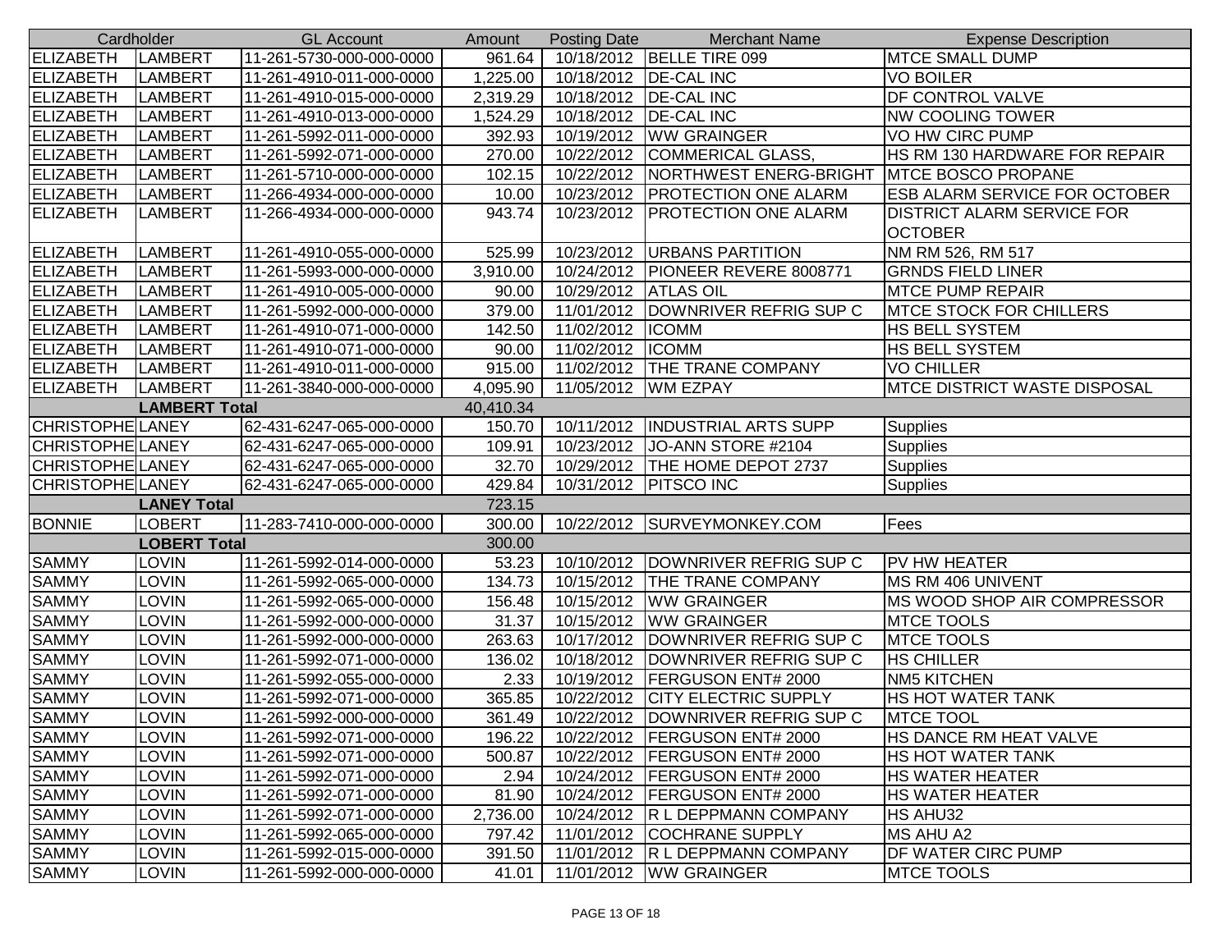| Cardholder | | GL Account | Amount | Posting Date | Merchant Name | Expense Description |
|---|---|---|---|---|---|---|
| ELIZABETH | LAMBERT | 11-261-5730-000-000-0000 | 961.64 | 10/18/2012 | BELLE TIRE 099 | MTCE SMALL DUMP |
| ELIZABETH | LAMBERT | 11-261-4910-011-000-0000 | 1,225.00 | 10/18/2012 | DE-CAL INC | VO BOILER |
| ELIZABETH | LAMBERT | 11-261-4910-015-000-0000 | 2,319.29 | 10/18/2012 | DE-CAL INC | DF CONTROL VALVE |
| ELIZABETH | LAMBERT | 11-261-4910-013-000-0000 | 1,524.29 | 10/18/2012 | DE-CAL INC | NW COOLING TOWER |
| ELIZABETH | LAMBERT | 11-261-5992-011-000-0000 | 392.93 | 10/19/2012 | WW GRAINGER | VO HW CIRC PUMP |
| ELIZABETH | LAMBERT | 11-261-5992-071-000-0000 | 270.00 | 10/22/2012 | COMMERICAL GLASS, | HS RM 130 HARDWARE FOR REPAIR |
| ELIZABETH | LAMBERT | 11-261-5710-000-000-0000 | 102.15 | 10/22/2012 | NORTHWEST ENERG-BRIGHT | MTCE BOSCO PROPANE |
| ELIZABETH | LAMBERT | 11-266-4934-000-000-0000 | 10.00 | 10/23/2012 | PROTECTION ONE ALARM | ESB ALARM SERVICE FOR OCTOBER |
| ELIZABETH | LAMBERT | 11-266-4934-000-000-0000 | 943.74 | 10/23/2012 | PROTECTION ONE ALARM | DISTRICT ALARM SERVICE FOR OCTOBER |
| ELIZABETH | LAMBERT | 11-261-4910-055-000-0000 | 525.99 | 10/23/2012 | URBANS PARTITION | NM RM 526, RM 517 |
| ELIZABETH | LAMBERT | 11-261-5993-000-000-0000 | 3,910.00 | 10/24/2012 | PIONEER REVERE 8008771 | GRNDS FIELD LINER |
| ELIZABETH | LAMBERT | 11-261-4910-005-000-0000 | 90.00 | 10/29/2012 | ATLAS OIL | MTCE PUMP REPAIR |
| ELIZABETH | LAMBERT | 11-261-5992-000-000-0000 | 379.00 | 11/01/2012 | DOWNRIVER REFRIG SUP C | MTCE STOCK FOR CHILLERS |
| ELIZABETH | LAMBERT | 11-261-4910-071-000-0000 | 142.50 | 11/02/2012 | ICOMM | HS BELL SYSTEM |
| ELIZABETH | LAMBERT | 11-261-4910-071-000-0000 | 90.00 | 11/02/2012 | ICOMM | HS BELL SYSTEM |
| ELIZABETH | LAMBERT | 11-261-4910-011-000-0000 | 915.00 | 11/02/2012 | THE TRANE COMPANY | VO CHILLER |
| ELIZABETH | LAMBERT | 11-261-3840-000-000-0000 | 4,095.90 | 11/05/2012 | WM EZPAY | MTCE DISTRICT WASTE DISPOSAL |
| | **LAMBERT Total** | | 40,410.34 | | | |
| CHRISTOPHE | LANEY | 62-431-6247-065-000-0000 | 150.70 | 10/11/2012 | INDUSTRIAL ARTS SUPP | Supplies |
| CHRISTOPHE | LANEY | 62-431-6247-065-000-0000 | 109.91 | 10/23/2012 | JO-ANN STORE #2104 | Supplies |
| CHRISTOPHE | LANEY | 62-431-6247-065-000-0000 | 32.70 | 10/29/2012 | THE HOME DEPOT 2737 | Supplies |
| CHRISTOPHE | LANEY | 62-431-6247-065-000-0000 | 429.84 | 10/31/2012 | PITSCO INC | Supplies |
| | **LANEY Total** | | 723.15 | | | |
| BONNIE | LOBERT | 11-283-7410-000-000-0000 | 300.00 | 10/22/2012 | SURVEYMONKEY.COM | Fees |
| | **LOBERT Total** | | 300.00 | | | |
| SAMMY | LOVIN | 11-261-5992-014-000-0000 | 53.23 | 10/10/2012 | DOWNRIVER REFRIG SUP C | PV HW HEATER |
| SAMMY | LOVIN | 11-261-5992-065-000-0000 | 134.73 | 10/15/2012 | THE TRANE COMPANY | MS RM 406 UNIVENT |
| SAMMY | LOVIN | 11-261-5992-065-000-0000 | 156.48 | 10/15/2012 | WW GRAINGER | MS WOOD SHOP AIR COMPRESSOR |
| SAMMY | LOVIN | 11-261-5992-000-000-0000 | 31.37 | 10/15/2012 | WW GRAINGER | MTCE TOOLS |
| SAMMY | LOVIN | 11-261-5992-000-000-0000 | 263.63 | 10/17/2012 | DOWNRIVER REFRIG SUP C | MTCE TOOLS |
| SAMMY | LOVIN | 11-261-5992-071-000-0000 | 136.02 | 10/18/2012 | DOWNRIVER REFRIG SUP C | HS CHILLER |
| SAMMY | LOVIN | 11-261-5992-055-000-0000 | 2.33 | 10/19/2012 | FERGUSON ENT# 2000 | NM5 KITCHEN |
| SAMMY | LOVIN | 11-261-5992-071-000-0000 | 365.85 | 10/22/2012 | CITY ELECTRIC SUPPLY | HS HOT WATER TANK |
| SAMMY | LOVIN | 11-261-5992-000-000-0000 | 361.49 | 10/22/2012 | DOWNRIVER REFRIG SUP C | MTCE TOOL |
| SAMMY | LOVIN | 11-261-5992-071-000-0000 | 196.22 | 10/22/2012 | FERGUSON ENT# 2000 | HS DANCE RM HEAT VALVE |
| SAMMY | LOVIN | 11-261-5992-071-000-0000 | 500.87 | 10/22/2012 | FERGUSON ENT# 2000 | HS HOT WATER TANK |
| SAMMY | LOVIN | 11-261-5992-071-000-0000 | 2.94 | 10/24/2012 | FERGUSON ENT# 2000 | HS WATER HEATER |
| SAMMY | LOVIN | 11-261-5992-071-000-0000 | 81.90 | 10/24/2012 | FERGUSON ENT# 2000 | HS WATER HEATER |
| SAMMY | LOVIN | 11-261-5992-071-000-0000 | 2,736.00 | 10/24/2012 | R L DEPPMANN COMPANY | HS AHU32 |
| SAMMY | LOVIN | 11-261-5992-065-000-0000 | 797.42 | 11/01/2012 | COCHRANE SUPPLY | MS AHU A2 |
| SAMMY | LOVIN | 11-261-5992-015-000-0000 | 391.50 | 11/01/2012 | R L DEPPMANN COMPANY | DF WATER CIRC PUMP |
| SAMMY | LOVIN | 11-261-5992-000-000-0000 | 41.01 | 11/01/2012 | WW GRAINGER | MTCE TOOLS |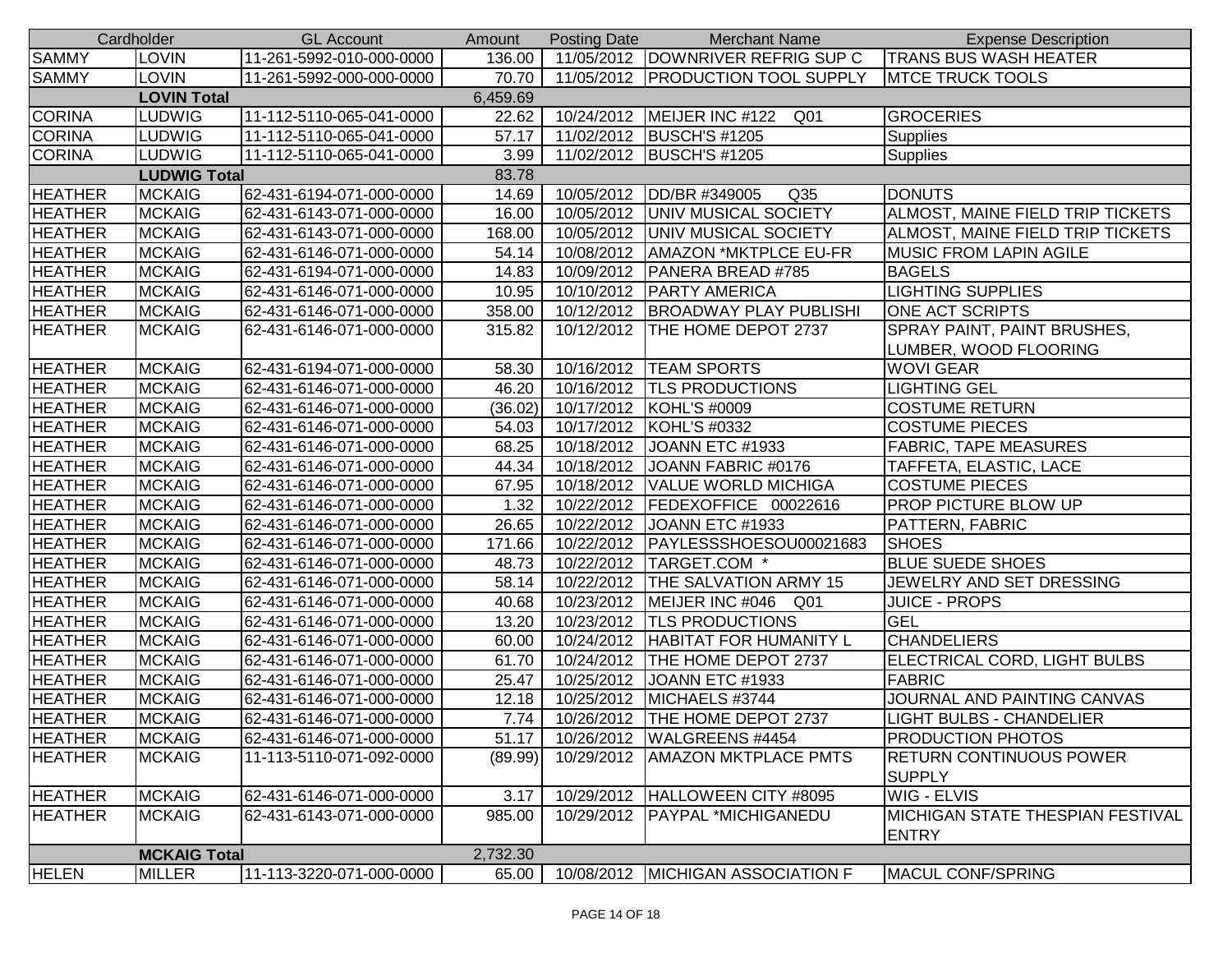| Cardholder | | GL Account | Amount | Posting Date | Merchant Name | Expense Description |
|---|---|---|---|---|---|---|
| SAMMY | LOVIN | 11-261-5992-010-000-0000 | 136.00 | 11/05/2012 | DOWNRIVER REFRIG SUP C | TRANS BUS WASH HEATER |
| SAMMY | LOVIN | 11-261-5992-000-000-0000 | 70.70 | 11/05/2012 | PRODUCTION TOOL SUPPLY | MTCE TRUCK TOOLS |
| | **LOVIN Total** | | 6,459.69 | | | |
| CORINA | LUDWIG | 11-112-5110-065-041-0000 | 22.62 | 10/24/2012 | MEIJER INC #122 Q01 | GROCERIES |
| CORINA | LUDWIG | 11-112-5110-065-041-0000 | 57.17 | 11/02/2012 | BUSCH'S #1205 | Supplies |
| CORINA | LUDWIG | 11-112-5110-065-041-0000 | 3.99 | 11/02/2012 | BUSCH'S #1205 | Supplies |
| | **LUDWIG Total** | | 83.78 | | | |
| HEATHER | MCKAIG | 62-431-6194-071-000-0000 | 14.69 | 10/05/2012 | DD/BR #349005 Q35 | DONUTS |
| HEATHER | MCKAIG | 62-431-6143-071-000-0000 | 16.00 | 10/05/2012 | UNIV MUSICAL SOCIETY | ALMOST, MAINE FIELD TRIP TICKETS |
| HEATHER | MCKAIG | 62-431-6143-071-000-0000 | 168.00 | 10/05/2012 | UNIV MUSICAL SOCIETY | ALMOST, MAINE FIELD TRIP TICKETS |
| HEATHER | MCKAIG | 62-431-6146-071-000-0000 | 54.14 | 10/08/2012 | AMAZON *MKTPLCE EU-FR | MUSIC FROM LAPIN AGILE |
| HEATHER | MCKAIG | 62-431-6194-071-000-0000 | 14.83 | 10/09/2012 | PANERA BREAD #785 | BAGELS |
| HEATHER | MCKAIG | 62-431-6146-071-000-0000 | 10.95 | 10/10/2012 | PARTY AMERICA | LIGHTING SUPPLIES |
| HEATHER | MCKAIG | 62-431-6146-071-000-0000 | 358.00 | 10/12/2012 | BROADWAY PLAY PUBLISHI | ONE ACT SCRIPTS |
| HEATHER | MCKAIG | 62-431-6146-071-000-0000 | 315.82 | 10/12/2012 | THE HOME DEPOT 2737 | SPRAY PAINT, PAINT BRUSHES, LUMBER, WOOD FLOORING |
| HEATHER | MCKAIG | 62-431-6194-071-000-0000 | 58.30 | 10/16/2012 | TEAM SPORTS | WOVI GEAR |
| HEATHER | MCKAIG | 62-431-6146-071-000-0000 | 46.20 | 10/16/2012 | TLS PRODUCTIONS | LIGHTING GEL |
| HEATHER | MCKAIG | 62-431-6146-071-000-0000 | (36.02) | 10/17/2012 | KOHL'S #0009 | COSTUME RETURN |
| HEATHER | MCKAIG | 62-431-6146-071-000-0000 | 54.03 | 10/17/2012 | KOHL'S #0332 | COSTUME PIECES |
| HEATHER | MCKAIG | 62-431-6146-071-000-0000 | 68.25 | 10/18/2012 | JOANN ETC #1933 | FABRIC, TAPE MEASURES |
| HEATHER | MCKAIG | 62-431-6146-071-000-0000 | 44.34 | 10/18/2012 | JOANN FABRIC #0176 | TAFFETA, ELASTIC, LACE |
| HEATHER | MCKAIG | 62-431-6146-071-000-0000 | 67.95 | 10/18/2012 | VALUE WORLD MICHIGA | COSTUME PIECES |
| HEATHER | MCKAIG | 62-431-6146-071-000-0000 | 1.32 | 10/22/2012 | FEDEXOFFICE 00022616 | PROP PICTURE BLOW UP |
| HEATHER | MCKAIG | 62-431-6146-071-000-0000 | 26.65 | 10/22/2012 | JOANN ETC #1933 | PATTERN, FABRIC |
| HEATHER | MCKAIG | 62-431-6146-071-000-0000 | 171.66 | 10/22/2012 | PAYLESSSHOESOU00021683 | SHOES |
| HEATHER | MCKAIG | 62-431-6146-071-000-0000 | 48.73 | 10/22/2012 | TARGET.COM * | BLUE SUEDE SHOES |
| HEATHER | MCKAIG | 62-431-6146-071-000-0000 | 58.14 | 10/22/2012 | THE SALVATION ARMY 15 | JEWELRY AND SET DRESSING |
| HEATHER | MCKAIG | 62-431-6146-071-000-0000 | 40.68 | 10/23/2012 | MEIJER INC #046 Q01 | JUICE - PROPS |
| HEATHER | MCKAIG | 62-431-6146-071-000-0000 | 13.20 | 10/23/2012 | TLS PRODUCTIONS | GEL |
| HEATHER | MCKAIG | 62-431-6146-071-000-0000 | 60.00 | 10/24/2012 | HABITAT FOR HUMANITY L | CHANDELIERS |
| HEATHER | MCKAIG | 62-431-6146-071-000-0000 | 61.70 | 10/24/2012 | THE HOME DEPOT 2737 | ELECTRICAL CORD, LIGHT BULBS |
| HEATHER | MCKAIG | 62-431-6146-071-000-0000 | 25.47 | 10/25/2012 | JOANN ETC #1933 | FABRIC |
| HEATHER | MCKAIG | 62-431-6146-071-000-0000 | 12.18 | 10/25/2012 | MICHAELS #3744 | JOURNAL AND PAINTING CANVAS |
| HEATHER | MCKAIG | 62-431-6146-071-000-0000 | 7.74 | 10/26/2012 | THE HOME DEPOT 2737 | LIGHT BULBS - CHANDELIER |
| HEATHER | MCKAIG | 62-431-6146-071-000-0000 | 51.17 | 10/26/2012 | WALGREENS #4454 | PRODUCTION PHOTOS |
| HEATHER | MCKAIG | 11-113-5110-071-092-0000 | (89.99) | 10/29/2012 | AMAZON MKTPLACE PMTS | RETURN CONTINUOUS POWER SUPPLY |
| HEATHER | MCKAIG | 62-431-6146-071-000-0000 | 3.17 | 10/29/2012 | HALLOWEEN CITY #8095 | WIG - ELVIS |
| HEATHER | MCKAIG | 62-431-6143-071-000-0000 | 985.00 | 10/29/2012 | PAYPAL *MICHIGANEDU | MICHIGAN STATE THESPIAN FESTIVAL ENTRY |
| | **MCKAIG Total** | | 2,732.30 | | | |
| HELEN | MILLER | 11-113-3220-071-000-0000 | 65.00 | 10/08/2012 | MICHIGAN ASSOCIATION F | MACUL CONF/SPRING |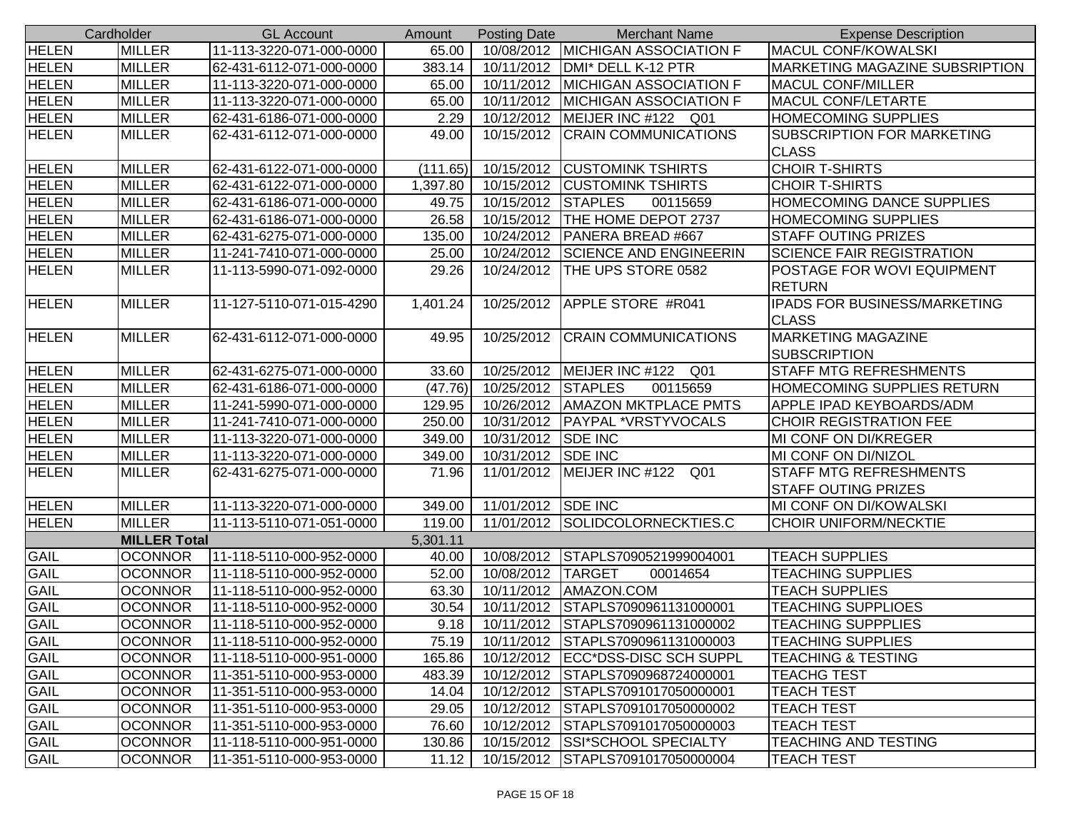| Cardholder | | GL Account | Amount | Posting Date | Merchant Name | Expense Description |
|---|---|---|---|---|---|---|
| HELEN | MILLER | 11-113-3220-071-000-0000 | 65.00 | 10/08/2012 | MICHIGAN ASSOCIATION F | MACUL CONF/KOWALSKI |
| HELEN | MILLER | 62-431-6112-071-000-0000 | 383.14 | 10/11/2012 | DMI* DELL K-12 PTR | MARKETING MAGAZINE SUBSRIPTION |
| HELEN | MILLER | 11-113-3220-071-000-0000 | 65.00 | 10/11/2012 | MICHIGAN ASSOCIATION F | MACUL CONF/MILLER |
| HELEN | MILLER | 11-113-3220-071-000-0000 | 65.00 | 10/11/2012 | MICHIGAN ASSOCIATION F | MACUL CONF/LETARTE |
| HELEN | MILLER | 62-431-6186-071-000-0000 | 2.29 | 10/12/2012 | MEIJER INC #122 Q01 | HOMECOMING SUPPLIES |
| HELEN | MILLER | 62-431-6112-071-000-0000 | 49.00 | 10/15/2012 | CRAIN COMMUNICATIONS | SUBSCRIPTION FOR MARKETING CLASS |
| HELEN | MILLER | 62-431-6122-071-000-0000 | (111.65) | 10/15/2012 | CUSTOMINK TSHIRTS | CHOIR T-SHIRTS |
| HELEN | MILLER | 62-431-6122-071-000-0000 | 1,397.80 | 10/15/2012 | CUSTOMINK TSHIRTS | CHOIR T-SHIRTS |
| HELEN | MILLER | 62-431-6186-071-000-0000 | 49.75 | 10/15/2012 | STAPLES 00115659 | HOMECOMING DANCE SUPPLIES |
| HELEN | MILLER | 62-431-6186-071-000-0000 | 26.58 | 10/15/2012 | THE HOME DEPOT 2737 | HOMECOMING SUPPLIES |
| HELEN | MILLER | 62-431-6275-071-000-0000 | 135.00 | 10/24/2012 | PANERA BREAD #667 | STAFF OUTING PRIZES |
| HELEN | MILLER | 11-241-7410-071-000-0000 | 25.00 | 10/24/2012 | SCIENCE AND ENGINEERIN | SCIENCE FAIR REGISTRATION |
| HELEN | MILLER | 11-113-5990-071-092-0000 | 29.26 | 10/24/2012 | THE UPS STORE 0582 | POSTAGE FOR WOVI EQUIPMENT RETURN |
| HELEN | MILLER | 11-127-5110-071-015-4290 | 1,401.24 | 10/25/2012 | APPLE STORE #R041 | IPADS FOR BUSINESS/MARKETING CLASS |
| HELEN | MILLER | 62-431-6112-071-000-0000 | 49.95 | 10/25/2012 | CRAIN COMMUNICATIONS | MARKETING MAGAZINE SUBSCRIPTION |
| HELEN | MILLER | 62-431-6275-071-000-0000 | 33.60 | 10/25/2012 | MEIJER INC #122 Q01 | STAFF MTG REFRESHMENTS |
| HELEN | MILLER | 62-431-6186-071-000-0000 | (47.76) | 10/25/2012 | STAPLES 00115659 | HOMECOMING SUPPLIES RETURN |
| HELEN | MILLER | 11-241-5990-071-000-0000 | 129.95 | 10/26/2012 | AMAZON MKTPLACE PMTS | APPLE IPAD KEYBOARDS/ADM |
| HELEN | MILLER | 11-241-7410-071-000-0000 | 250.00 | 10/31/2012 | PAYPAL *VRSTYVOCALS | CHOIR REGISTRATION FEE |
| HELEN | MILLER | 11-113-3220-071-000-0000 | 349.00 | 10/31/2012 | SDE INC | MI CONF ON DI/KREGER |
| HELEN | MILLER | 11-113-3220-071-000-0000 | 349.00 | 10/31/2012 | SDE INC | MI CONF ON DI/NIZOL |
| HELEN | MILLER | 62-431-6275-071-000-0000 | 71.96 | 11/01/2012 | MEIJER INC #122 Q01 | STAFF MTG REFRESHMENTS STAFF OUTING PRIZES |
| HELEN | MILLER | 11-113-3220-071-000-0000 | 349.00 | 11/01/2012 | SDE INC | MI CONF ON DI/KOWALSKI |
| HELEN | MILLER | 11-113-5110-071-051-0000 | 119.00 | 11/01/2012 | SOLIDCOLORNECKTIES.C | CHOIR UNIFORM/NECKTIE |
| | **MILLER Total** | | 5,301.11 | | | |
| GAIL | OCONNOR | 11-118-5110-000-952-0000 | 40.00 | 10/08/2012 | STAPLS7090521999004001 | TEACH SUPPLIES |
| GAIL | OCONNOR | 11-118-5110-000-952-0000 | 52.00 | 10/08/2012 | TARGET 00014654 | TEACHING SUPPLIES |
| GAIL | OCONNOR | 11-118-5110-000-952-0000 | 63.30 | 10/11/2012 | AMAZON.COM | TEACH SUPPLIES |
| GAIL | OCONNOR | 11-118-5110-000-952-0000 | 30.54 | 10/11/2012 | STAPLS7090961131000001 | TEACHING SUPPLIOES |
| GAIL | OCONNOR | 11-118-5110-000-952-0000 | 9.18 | 10/11/2012 | STAPLS7090961131000002 | TEACHING SUPPPLIES |
| GAIL | OCONNOR | 11-118-5110-000-952-0000 | 75.19 | 10/11/2012 | STAPLS7090961131000003 | TEACHING SUPPLIES |
| GAIL | OCONNOR | 11-118-5110-000-951-0000 | 165.86 | 10/12/2012 | ECC*DSS-DISC SCH SUPPL | TEACHING & TESTING |
| GAIL | OCONNOR | 11-351-5110-000-953-0000 | 483.39 | 10/12/2012 | STAPLS7090968724000001 | TEACHG TEST |
| GAIL | OCONNOR | 11-351-5110-000-953-0000 | 14.04 | 10/12/2012 | STAPLS7091017050000001 | TEACH TEST |
| GAIL | OCONNOR | 11-351-5110-000-953-0000 | 29.05 | 10/12/2012 | STAPLS7091017050000002 | TEACH TEST |
| GAIL | OCONNOR | 11-351-5110-000-953-0000 | 76.60 | 10/12/2012 | STAPLS7091017050000003 | TEACH TEST |
| GAIL | OCONNOR | 11-118-5110-000-951-0000 | 130.86 | 10/15/2012 | SSI*SCHOOL SPECIALTY | TEACHING AND TESTING |
| GAIL | OCONNOR | 11-351-5110-000-953-0000 | 11.12 | 10/15/2012 | STAPLS7091017050000004 | TEACH TEST |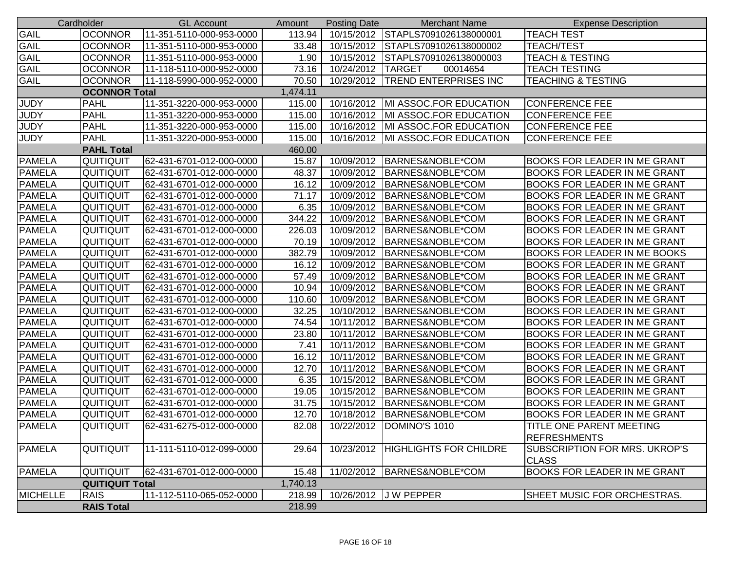| Cardholder | | GL Account | Amount | Posting Date | Merchant Name | Expense Description |
|---|---|---|---|---|---|---|
| GAIL | OCONNOR | 11-351-5110-000-953-0000 | 113.94 | 10/15/2012 | STAPLS7091026138000001 | TEACH TEST |
| GAIL | OCONNOR | 11-351-5110-000-953-0000 | 33.48 | 10/15/2012 | STAPLS7091026138000002 | TEACH/TEST |
| GAIL | OCONNOR | 11-351-5110-000-953-0000 | 1.90 | 10/15/2012 | STAPLS7091026138000003 | TEACH & TESTING |
| GAIL | OCONNOR | 11-118-5110-000-952-0000 | 73.16 | 10/24/2012 | TARGET 00014654 | TEACH TESTING |
| GAIL | OCONNOR | 11-118-5990-000-952-0000 | 70.50 | 10/29/2012 | TREND ENTERPRISES INC | TEACHING & TESTING |
| | **OCONNOR Total** | | 1,474.11 | | | |
| JUDY | PAHL | 11-351-3220-000-953-0000 | 115.00 | 10/16/2012 | MI ASSOC.FOR EDUCATION | CONFERENCE FEE |
| JUDY | PAHL | 11-351-3220-000-953-0000 | 115.00 | 10/16/2012 | MI ASSOC.FOR EDUCATION | CONFERENCE FEE |
| JUDY | PAHL | 11-351-3220-000-953-0000 | 115.00 | 10/16/2012 | MI ASSOC.FOR EDUCATION | CONFERENCE FEE |
| JUDY | PAHL | 11-351-3220-000-953-0000 | 115.00 | 10/16/2012 | MI ASSOC.FOR EDUCATION | CONFERENCE FEE |
| | **PAHL Total** | | 460.00 | | | |
| PAMELA | QUITIQUIT | 62-431-6701-012-000-0000 | 15.87 | 10/09/2012 | BARNES&NOBLE*COM | BOOKS FOR LEADER IN ME GRANT |
| PAMELA | QUITIQUIT | 62-431-6701-012-000-0000 | 48.37 | 10/09/2012 | BARNES&NOBLE*COM | BOOKS FOR LEADER IN ME GRANT |
| PAMELA | QUITIQUIT | 62-431-6701-012-000-0000 | 16.12 | 10/09/2012 | BARNES&NOBLE*COM | BOOKS FOR LEADER IN ME GRANT |
| PAMELA | QUITIQUIT | 62-431-6701-012-000-0000 | 71.17 | 10/09/2012 | BARNES&NOBLE*COM | BOOKS FOR LEADER IN ME GRANT |
| PAMELA | QUITIQUIT | 62-431-6701-012-000-0000 | 6.35 | 10/09/2012 | BARNES&NOBLE*COM | BOOKS FOR LEADER IN ME GRANT |
| PAMELA | QUITIQUIT | 62-431-6701-012-000-0000 | 344.22 | 10/09/2012 | BARNES&NOBLE*COM | BOOKS FOR LEADER IN ME GRANT |
| PAMELA | QUITIQUIT | 62-431-6701-012-000-0000 | 226.03 | 10/09/2012 | BARNES&NOBLE*COM | BOOKS FOR LEADER IN ME GRANT |
| PAMELA | QUITIQUIT | 62-431-6701-012-000-0000 | 70.19 | 10/09/2012 | BARNES&NOBLE*COM | BOOKS FOR LEADER IN ME GRANT |
| PAMELA | QUITIQUIT | 62-431-6701-012-000-0000 | 382.79 | 10/09/2012 | BARNES&NOBLE*COM | BOOKS FOR LEADER IN ME BOOKS |
| PAMELA | QUITIQUIT | 62-431-6701-012-000-0000 | 16.12 | 10/09/2012 | BARNES&NOBLE*COM | BOOKS FOR LEADER IN ME GRANT |
| PAMELA | QUITIQUIT | 62-431-6701-012-000-0000 | 57.49 | 10/09/2012 | BARNES&NOBLE*COM | BOOKS FOR LEADER IN ME GRANT |
| PAMELA | QUITIQUIT | 62-431-6701-012-000-0000 | 10.94 | 10/09/2012 | BARNES&NOBLE*COM | BOOKS FOR LEADER IN ME GRANT |
| PAMELA | QUITIQUIT | 62-431-6701-012-000-0000 | 110.60 | 10/09/2012 | BARNES&NOBLE*COM | BOOKS FOR LEADER IN ME GRANT |
| PAMELA | QUITIQUIT | 62-431-6701-012-000-0000 | 32.25 | 10/10/2012 | BARNES&NOBLE*COM | BOOKS FOR LEADER IN ME GRANT |
| PAMELA | QUITIQUIT | 62-431-6701-012-000-0000 | 74.54 | 10/11/2012 | BARNES&NOBLE*COM | BOOKS FOR LEADER IN ME GRANT |
| PAMELA | QUITIQUIT | 62-431-6701-012-000-0000 | 23.80 | 10/11/2012 | BARNES&NOBLE*COM | BOOKS FOR LEADER IN ME GRANT |
| PAMELA | QUITIQUIT | 62-431-6701-012-000-0000 | 7.41 | 10/11/2012 | BARNES&NOBLE*COM | BOOKS FOR LEADER IN ME GRANT |
| PAMELA | QUITIQUIT | 62-431-6701-012-000-0000 | 16.12 | 10/11/2012 | BARNES&NOBLE*COM | BOOKS FOR LEADER IN ME GRANT |
| PAMELA | QUITIQUIT | 62-431-6701-012-000-0000 | 12.70 | 10/11/2012 | BARNES&NOBLE*COM | BOOKS FOR LEADER IN ME GRANT |
| PAMELA | QUITIQUIT | 62-431-6701-012-000-0000 | 6.35 | 10/15/2012 | BARNES&NOBLE*COM | BOOKS FOR LEADER IN ME GRANT |
| PAMELA | QUITIQUIT | 62-431-6701-012-000-0000 | 19.05 | 10/15/2012 | BARNES&NOBLE*COM | BOOKS FOR LEADERIIN ME GRANT |
| PAMELA | QUITIQUIT | 62-431-6701-012-000-0000 | 31.75 | 10/15/2012 | BARNES&NOBLE*COM | BOOKS FOR LEADER IN ME GRANT |
| PAMELA | QUITIQUIT | 62-431-6701-012-000-0000 | 12.70 | 10/18/2012 | BARNES&NOBLE*COM | BOOKS FOR LEADER IN ME GRANT |
| PAMELA | QUITIQUIT | 62-431-6275-012-000-0000 | 82.08 | 10/22/2012 | DOMINO'S 1010 | TITLE ONE PARENT MEETING REFRESHMENTS |
| PAMELA | QUITIQUIT | 11-111-5110-012-099-0000 | 29.64 | 10/23/2012 | HIGHLIGHTS FOR CHILDRE | SUBSCRIPTION FOR MRS. UKROP'S CLASS |
| PAMELA | QUITIQUIT | 62-431-6701-012-000-0000 | 15.48 | 11/02/2012 | BARNES&NOBLE*COM | BOOKS FOR LEADER IN ME GRANT |
| | **QUITIQUIT Total** | | 1,740.13 | | | |
| MICHELLE | RAIS | 11-112-5110-065-052-0000 | 218.99 | 10/26/2012 | J W PEPPER | SHEET MUSIC FOR ORCHESTRAS. |
| | **RAIS Total** | | 218.99 | | | |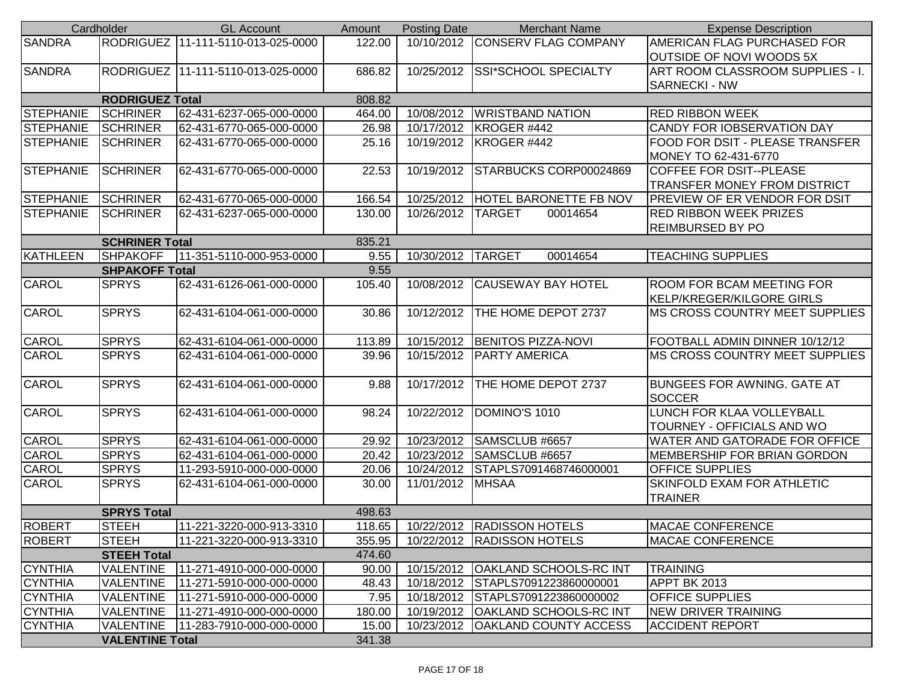| Cardholder | | GL Account | Amount | Posting Date | Merchant Name | Expense Description |
|---|---|---|---|---|---|---|
| SANDRA | RODRIGUEZ | 11-111-5110-013-025-0000 | 122.00 | 10/10/2012 | CONSERV FLAG COMPANY | AMERICAN FLAG PURCHASED FOR OUTSIDE OF NOVI WOODS 5X |
| SANDRA | RODRIGUEZ | 11-111-5110-013-025-0000 | 686.82 | 10/25/2012 | SSI*SCHOOL SPECIALTY | ART ROOM CLASSROOM SUPPLIES - I. SARNECKI - NW |
| | RODRIGUEZ Total | | 808.82 | | | |
| STEPHANIE | SCHRINER | 62-431-6237-065-000-0000 | 464.00 | 10/08/2012 | WRISTBAND NATION | RED RIBBON WEEK |
| STEPHANIE | SCHRINER | 62-431-6770-065-000-0000 | 26.98 | 10/17/2012 | KROGER #442 | CANDY FOR IOBSERVATION DAY |
| STEPHANIE | SCHRINER | 62-431-6770-065-000-0000 | 25.16 | 10/19/2012 | KROGER #442 | FOOD FOR DSIT - PLEASE TRANSFER MONEY TO 62-431-6770 |
| STEPHANIE | SCHRINER | 62-431-6770-065-000-0000 | 22.53 | 10/19/2012 | STARBUCKS CORP00024869 | COFFEE FOR DSIT--PLEASE TRANSFER MONEY FROM DISTRICT |
| STEPHANIE | SCHRINER | 62-431-6770-065-000-0000 | 166.54 | 10/25/2012 | HOTEL BARONETTE FB NOV | PREVIEW OF ER VENDOR FOR DSIT |
| STEPHANIE | SCHRINER | 62-431-6237-065-000-0000 | 130.00 | 10/26/2012 | TARGET 00014654 | RED RIBBON WEEK PRIZES REIMBURSED BY PO |
| | SCHRINER Total | | 835.21 | | | |
| KATHLEEN | SHPAKOFF | 11-351-5110-000-953-0000 | 9.55 | 10/30/2012 | TARGET 00014654 | TEACHING SUPPLIES |
| | SHPAKOFF Total | | 9.55 | | | |
| CAROL | SPRYS | 62-431-6126-061-000-0000 | 105.40 | 10/08/2012 | CAUSEWAY BAY HOTEL | ROOM FOR BCAM MEETING FOR KELP/KREGER/KILGORE GIRLS |
| CAROL | SPRYS | 62-431-6104-061-000-0000 | 30.86 | 10/12/2012 | THE HOME DEPOT 2737 | MS CROSS COUNTRY MEET SUPPLIES |
| CAROL | SPRYS | 62-431-6104-061-000-0000 | 113.89 | 10/15/2012 | BENITOS PIZZA-NOVI | FOOTBALL ADMIN DINNER 10/12/12 |
| CAROL | SPRYS | 62-431-6104-061-000-0000 | 39.96 | 10/15/2012 | PARTY AMERICA | MS CROSS COUNTRY MEET SUPPLIES |
| CAROL | SPRYS | 62-431-6104-061-000-0000 | 9.88 | 10/17/2012 | THE HOME DEPOT 2737 | BUNGEES FOR AWNING. GATE AT SOCCER |
| CAROL | SPRYS | 62-431-6104-061-000-0000 | 98.24 | 10/22/2012 | DOMINO'S 1010 | LUNCH FOR KLAA VOLLEYBALL TOURNEY - OFFICIALS AND WO |
| CAROL | SPRYS | 62-431-6104-061-000-0000 | 29.92 | 10/23/2012 | SAMSCLUB #6657 | WATER AND GATORADE FOR OFFICE |
| CAROL | SPRYS | 62-431-6104-061-000-0000 | 20.42 | 10/23/2012 | SAMSCLUB #6657 | MEMBERSHIP FOR BRIAN GORDON |
| CAROL | SPRYS | 11-293-5910-000-000-0000 | 20.06 | 10/24/2012 | STAPLS7091468746000001 | OFFICE SUPPLIES |
| CAROL | SPRYS | 62-431-6104-061-000-0000 | 30.00 | 11/01/2012 | MHSAA | SKINFOLD EXAM FOR ATHLETIC TRAINER |
| | SPRYS Total | | 498.63 | | | |
| ROBERT | STEEH | 11-221-3220-000-913-3310 | 118.65 | 10/22/2012 | RADISSON HOTELS | MACAE CONFERENCE |
| ROBERT | STEEH | 11-221-3220-000-913-3310 | 355.95 | 10/22/2012 | RADISSON HOTELS | MACAE CONFERENCE |
| | STEEH Total | | 474.60 | | | |
| CYNTHIA | VALENTINE | 11-271-4910-000-000-0000 | 90.00 | 10/15/2012 | OAKLAND SCHOOLS-RC INT | TRAINING |
| CYNTHIA | VALENTINE | 11-271-5910-000-000-0000 | 48.43 | 10/18/2012 | STAPLS7091223860000001 | APPT BK 2013 |
| CYNTHIA | VALENTINE | 11-271-5910-000-000-0000 | 7.95 | 10/18/2012 | STAPLS7091223860000002 | OFFICE SUPPLIES |
| CYNTHIA | VALENTINE | 11-271-4910-000-000-0000 | 180.00 | 10/19/2012 | OAKLAND SCHOOLS-RC INT | NEW DRIVER TRAINING |
| CYNTHIA | VALENTINE | 11-283-7910-000-000-0000 | 15.00 | 10/23/2012 | OAKLAND COUNTY ACCESS | ACCIDENT REPORT |
| | VALENTINE Total | | 341.38 | | | |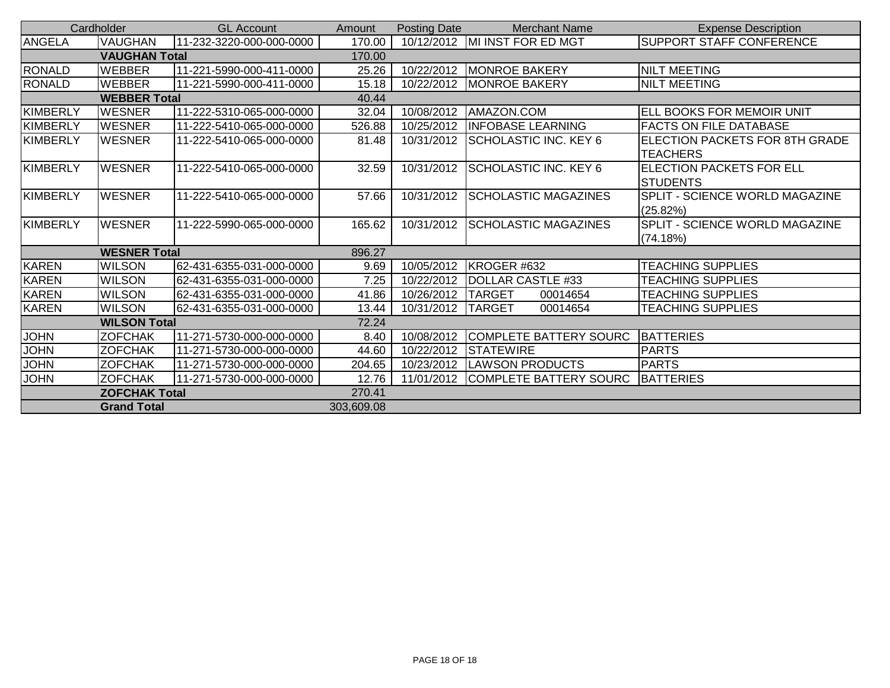| Cardholder | | GL Account | Amount | Posting Date | Merchant Name | Expense Description |
|---|---|---|---|---|---|---|
| ANGELA | VAUGHAN | 11-232-3220-000-000-0000 | 170.00 | 10/12/2012 | MI INST FOR ED MGT | SUPPORT STAFF CONFERENCE |
| | **VAUGHAN Total** | | 170.00 | | | |
| RONALD | WEBBER | 11-221-5990-000-411-0000 | 25.26 | 10/22/2012 | MONROE BAKERY | NILT MEETING |
| RONALD | WEBBER | 11-221-5990-000-411-0000 | 15.18 | 10/22/2012 | MONROE BAKERY | NILT MEETING |
| | **WEBBER Total** | | 40.44 | | | |
| KIMBERLY | WESNER | 11-222-5310-065-000-0000 | 32.04 | 10/08/2012 | AMAZON.COM | ELL BOOKS FOR MEMOIR UNIT |
| KIMBERLY | WESNER | 11-222-5410-065-000-0000 | 526.88 | 10/25/2012 | INFOBASE LEARNING | FACTS ON FILE DATABASE |
| KIMBERLY | WESNER | 11-222-5410-065-000-0000 | 81.48 | 10/31/2012 | SCHOLASTIC INC. KEY 6 | ELECTION PACKETS FOR 8TH GRADE TEACHERS |
| KIMBERLY | WESNER | 11-222-5410-065-000-0000 | 32.59 | 10/31/2012 | SCHOLASTIC INC. KEY 6 | ELECTION PACKETS FOR ELL STUDENTS |
| KIMBERLY | WESNER | 11-222-5410-065-000-0000 | 57.66 | 10/31/2012 | SCHOLASTIC MAGAZINES | SPLIT - SCIENCE WORLD MAGAZINE (25.82%) |
| KIMBERLY | WESNER | 11-222-5990-065-000-0000 | 165.62 | 10/31/2012 | SCHOLASTIC MAGAZINES | SPLIT - SCIENCE WORLD MAGAZINE (74.18%) |
| | **WESNER Total** | | 896.27 | | | |
| KAREN | WILSON | 62-431-6355-031-000-0000 | 9.69 | 10/05/2012 | KROGER #632 | TEACHING SUPPLIES |
| KAREN | WILSON | 62-431-6355-031-000-0000 | 7.25 | 10/22/2012 | DOLLAR CASTLE #33 | TEACHING SUPPLIES |
| KAREN | WILSON | 62-431-6355-031-000-0000 | 41.86 | 10/26/2012 | TARGET 00014654 | TEACHING SUPPLIES |
| KAREN | WILSON | 62-431-6355-031-000-0000 | 13.44 | 10/31/2012 | TARGET 00014654 | TEACHING SUPPLIES |
| | **WILSON Total** | | 72.24 | | | |
| JOHN | ZOFCHAK | 11-271-5730-000-000-0000 | 8.40 | 10/08/2012 | COMPLETE BATTERY SOURC | BATTERIES |
| JOHN | ZOFCHAK | 11-271-5730-000-000-0000 | 44.60 | 10/22/2012 | STATEWIRE | PARTS |
| JOHN | ZOFCHAK | 11-271-5730-000-000-0000 | 204.65 | 10/23/2012 | LAWSON PRODUCTS | PARTS |
| JOHN | ZOFCHAK | 11-271-5730-000-000-0000 | 12.76 | 11/01/2012 | COMPLETE BATTERY SOURC | BATTERIES |
| | **ZOFCHAK Total** | | 270.41 | | | |
| | **Grand Total** | | 303,609.08 | | | |